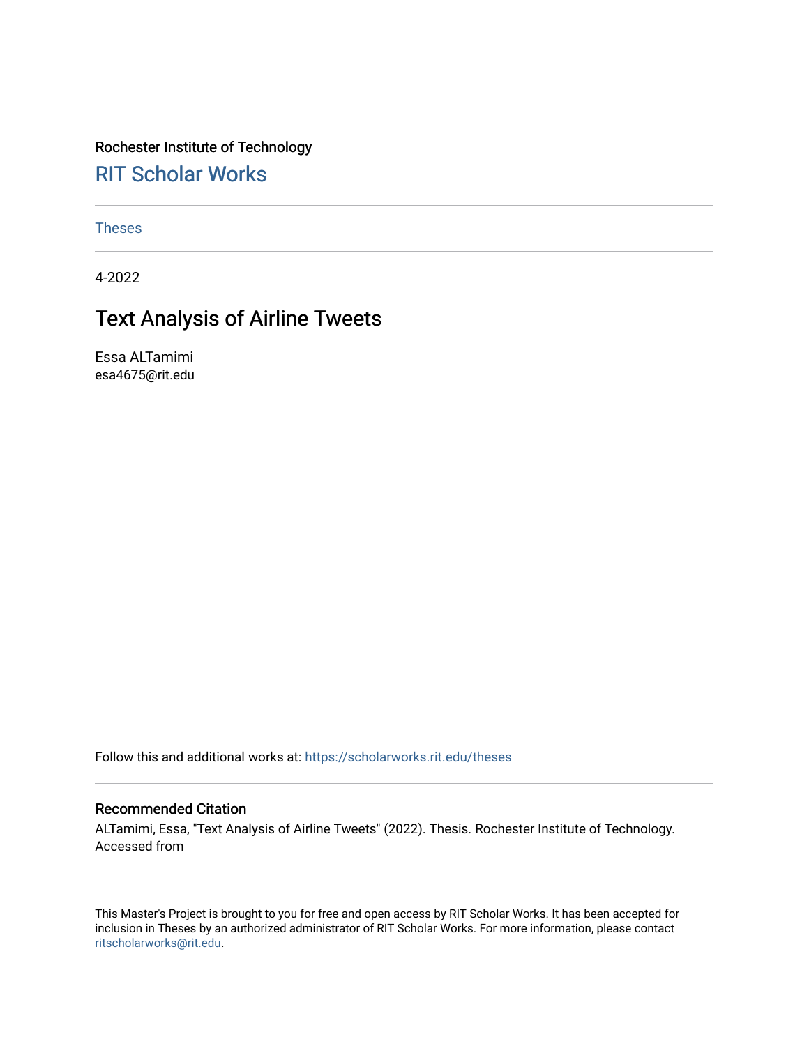Rochester Institute of Technology

## RIT Scholar Works

Theses

4-2022

# Text Analysis of Airline Tweets

Essa ALTamimi
esa4675@rit.edu

Follow this and additional works at: https://scholarworks.rit.edu/theses

### Recommended Citation

ALTamimi, Essa, "Text Analysis of Airline Tweets" (2022). Thesis. Rochester Institute of Technology. Accessed from

This Master's Project is brought to you for free and open access by RIT Scholar Works. It has been accepted for inclusion in Theses by an authorized administrator of RIT Scholar Works. For more information, please contact ritscholarworks@rit.edu.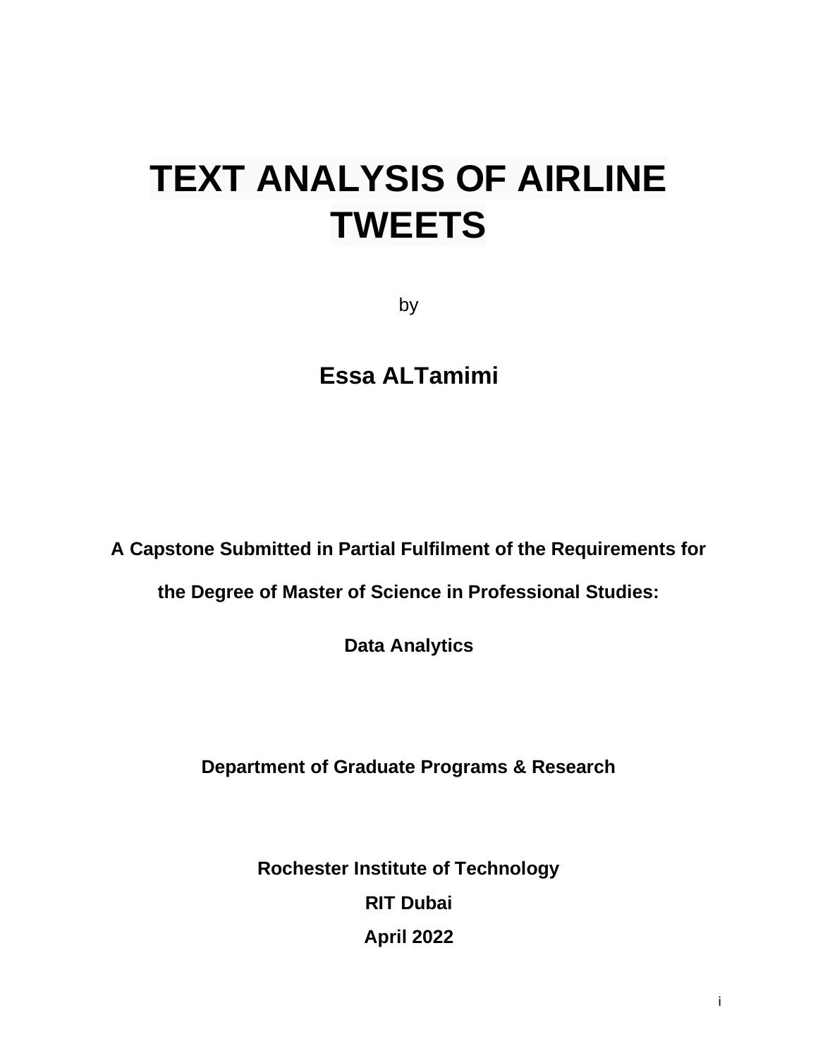# TEXT ANALYSIS OF AIRLINE TWEETS

by

**Essa ALTamimi**

**A Capstone Submitted in Partial Fulfilment of the Requirements for the Degree of Master of Science in Professional Studies:**

**Data Analytics**

**Department of Graduate Programs & Research**

**Rochester Institute of Technology**

**RIT Dubai**

**April 2022**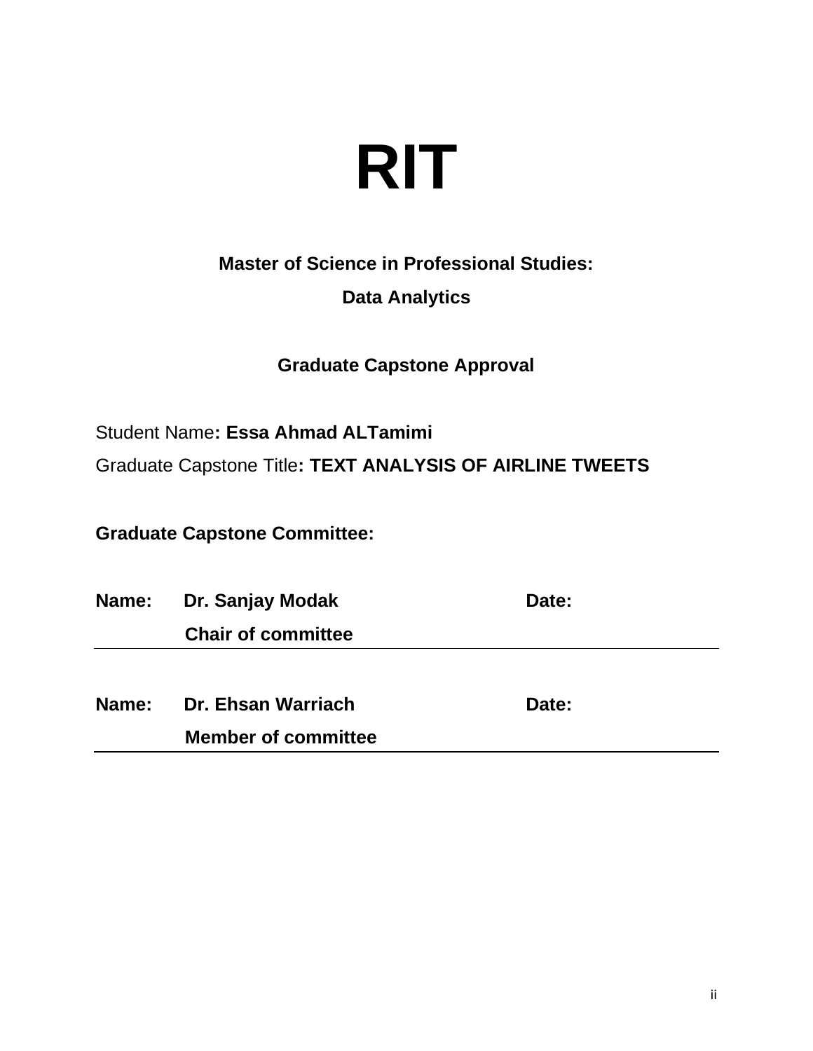# RIT

**Master of Science in Professional Studies:**

**Data Analytics**

**Graduate Capstone Approval**

Student Name**: Essa Ahmad ALTamimi**

Graduate Capstone Title**: TEXT ANALYSIS OF AIRLINE TWEETS**

**Graduate Capstone Committee:**

**Name:** **Dr. Sanjay Modak** **Date:**

**Chair of committee**

---

**Name:** **Dr. Ehsan Warriach** **Date:**

**Member of committee**

---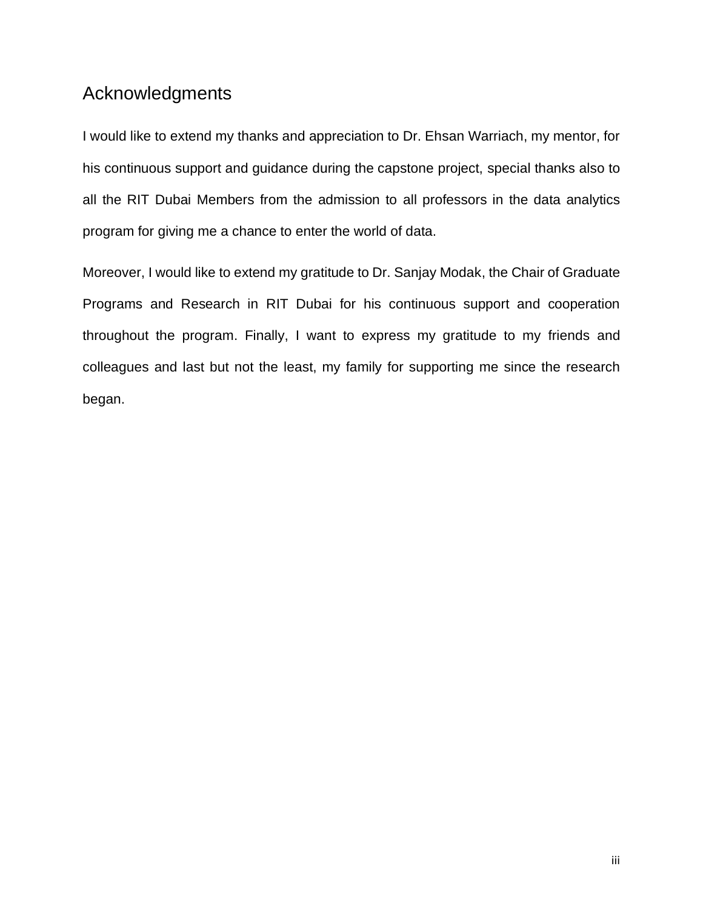# Acknowledgments

I would like to extend my thanks and appreciation to Dr. Ehsan Warriach, my mentor, for his continuous support and guidance during the capstone project, special thanks also to all the RIT Dubai Members from the admission to all professors in the data analytics program for giving me a chance to enter the world of data.

Moreover, I would like to extend my gratitude to Dr. Sanjay Modak, the Chair of Graduate Programs and Research in RIT Dubai for his continuous support and cooperation throughout the program. Finally, I want to express my gratitude to my friends and colleagues and last but not the least, my family for supporting me since the research began.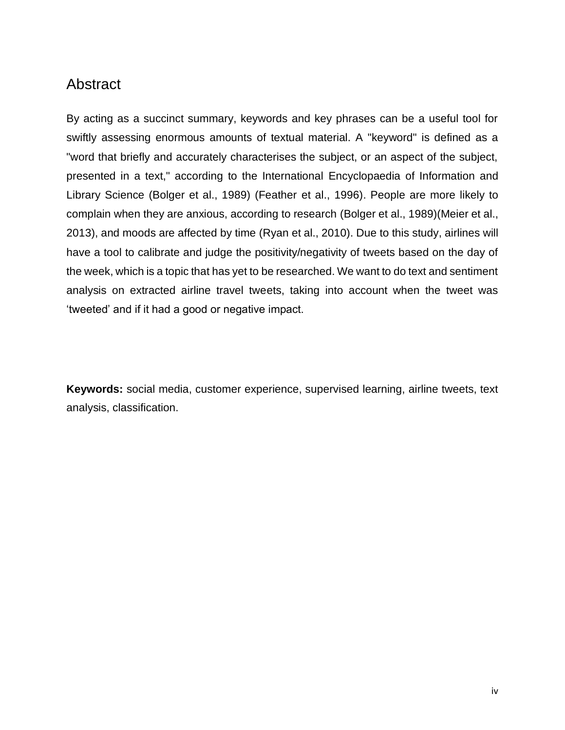# Abstract

By acting as a succinct summary, keywords and key phrases can be a useful tool for swiftly assessing enormous amounts of textual material. A "keyword" is defined as a "word that briefly and accurately characterises the subject, or an aspect of the subject, presented in a text," according to the International Encyclopaedia of Information and Library Science (Bolger et al., 1989) (Feather et al., 1996). People are more likely to complain when they are anxious, according to research (Bolger et al., 1989)(Meier et al., 2013), and moods are affected by time (Ryan et al., 2010). Due to this study, airlines will have a tool to calibrate and judge the positivity/negativity of tweets based on the day of the week, which is a topic that has yet to be researched. We want to do text and sentiment analysis on extracted airline travel tweets, taking into account when the tweet was 'tweeted' and if it had a good or negative impact.

**Keywords:** social media, customer experience, supervised learning, airline tweets, text analysis, classification.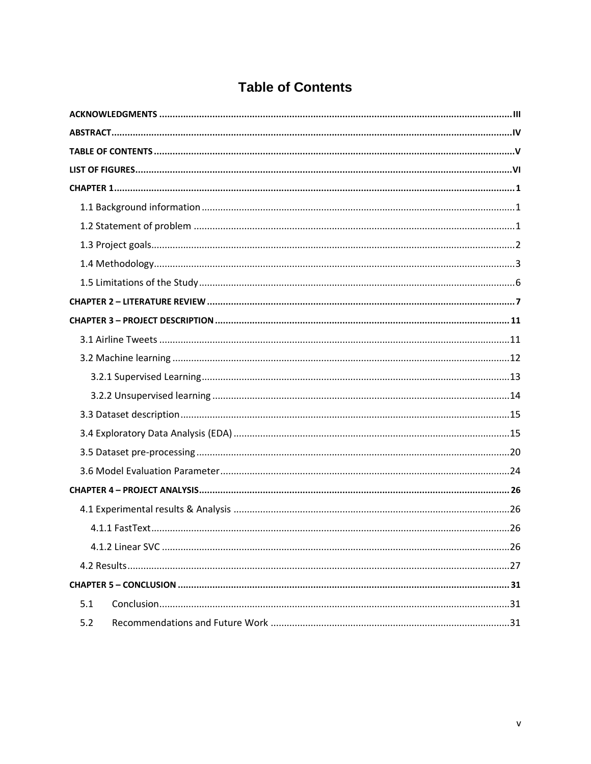# Table of Contents

**ACKNOWLEDGMENTS** .......... III

**ABSTRACT** .......... IV

**TABLE OF CONTENTS** .......... V

**LIST OF FIGURES** .......... VI

**CHAPTER 1** .......... 1

- 1.1 Background information .......... 1
- 1.2 Statement of problem .......... 1
- 1.3 Project goals .......... 2
- 1.4 Methodology .......... 3
- 1.5 Limitations of the Study .......... 6

**CHAPTER 2 – LITERATURE REVIEW** .......... 7

**CHAPTER 3 – PROJECT DESCRIPTION** .......... 11

- 3.1 Airline Tweets .......... 11
- 3.2 Machine learning .......... 12
  - 3.2.1 Supervised Learning .......... 13
  - 3.2.2 Unsupervised learning .......... 14
- 3.3 Dataset description .......... 15
- 3.4 Exploratory Data Analysis (EDA) .......... 15
- 3.5 Dataset pre-processing .......... 20
- 3.6 Model Evaluation Parameter .......... 24

**CHAPTER 4 – PROJECT ANALYSIS** .......... 26

- 4.1 Experimental results & Analysis .......... 26
  - 4.1.1 FastText .......... 26
  - 4.1.2 Linear SVC .......... 26
- 4.2 Results .......... 27

**CHAPTER 5 – CONCLUSION** .......... 31

- 5.1 Conclusion .......... 31
- 5.2 Recommendations and Future Work .......... 31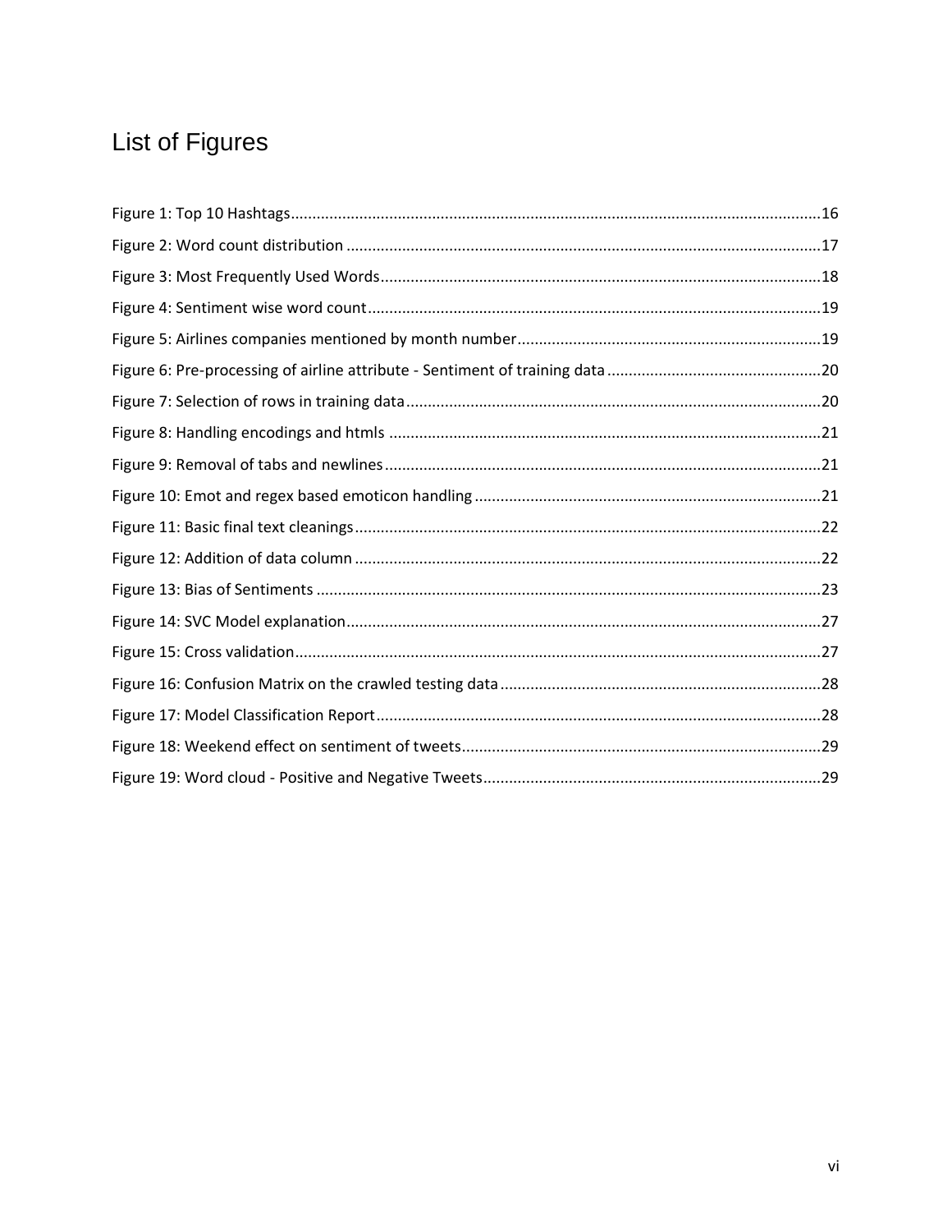# List of Figures

Figure 1: Top 10 Hashtags....................16
Figure 2: Word count distribution....................17
Figure 3: Most Frequently Used Words....................18
Figure 4: Sentiment wise word count....................19
Figure 5: Airlines companies mentioned by month number....................19
Figure 6: Pre-processing of airline attribute - Sentiment of training data....................20
Figure 7: Selection of rows in training data....................20
Figure 8: Handling encodings and htmls....................21
Figure 9: Removal of tabs and newlines....................21
Figure 10: Emot and regex based emoticon handling....................21
Figure 11: Basic final text cleanings....................22
Figure 12: Addition of data column....................22
Figure 13: Bias of Sentiments....................23
Figure 14: SVC Model explanation....................27
Figure 15: Cross validation....................27
Figure 16: Confusion Matrix on the crawled testing data....................28
Figure 17: Model Classification Report....................28
Figure 18: Weekend effect on sentiment of tweets....................29
Figure 19: Word cloud - Positive and Negative Tweets....................29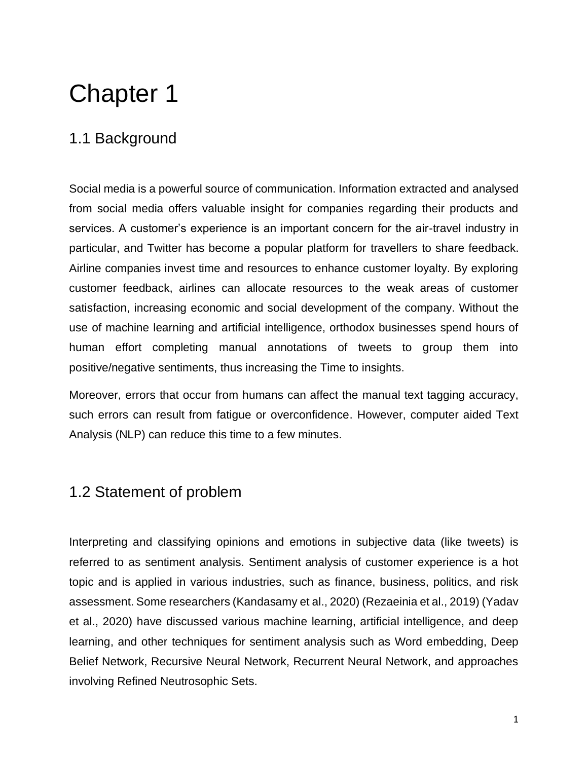# Chapter 1

## 1.1 Background

Social media is a powerful source of communication. Information extracted and analysed from social media offers valuable insight for companies regarding their products and services. A customer's experience is an important concern for the air-travel industry in particular, and Twitter has become a popular platform for travellers to share feedback. Airline companies invest time and resources to enhance customer loyalty. By exploring customer feedback, airlines can allocate resources to the weak areas of customer satisfaction, increasing economic and social development of the company. Without the use of machine learning and artificial intelligence, orthodox businesses spend hours of human effort completing manual annotations of tweets to group them into positive/negative sentiments, thus increasing the Time to insights.

Moreover, errors that occur from humans can affect the manual text tagging accuracy, such errors can result from fatigue or overconfidence. However, computer aided Text Analysis (NLP) can reduce this time to a few minutes.

## 1.2 Statement of problem

Interpreting and classifying opinions and emotions in subjective data (like tweets) is referred to as sentiment analysis. Sentiment analysis of customer experience is a hot topic and is applied in various industries, such as finance, business, politics, and risk assessment. Some researchers (Kandasamy et al., 2020) (Rezaeinia et al., 2019) (Yadav et al., 2020) have discussed various machine learning, artificial intelligence, and deep learning, and other techniques for sentiment analysis such as Word embedding, Deep Belief Network, Recursive Neural Network, Recurrent Neural Network, and approaches involving Refined Neutrosophic Sets.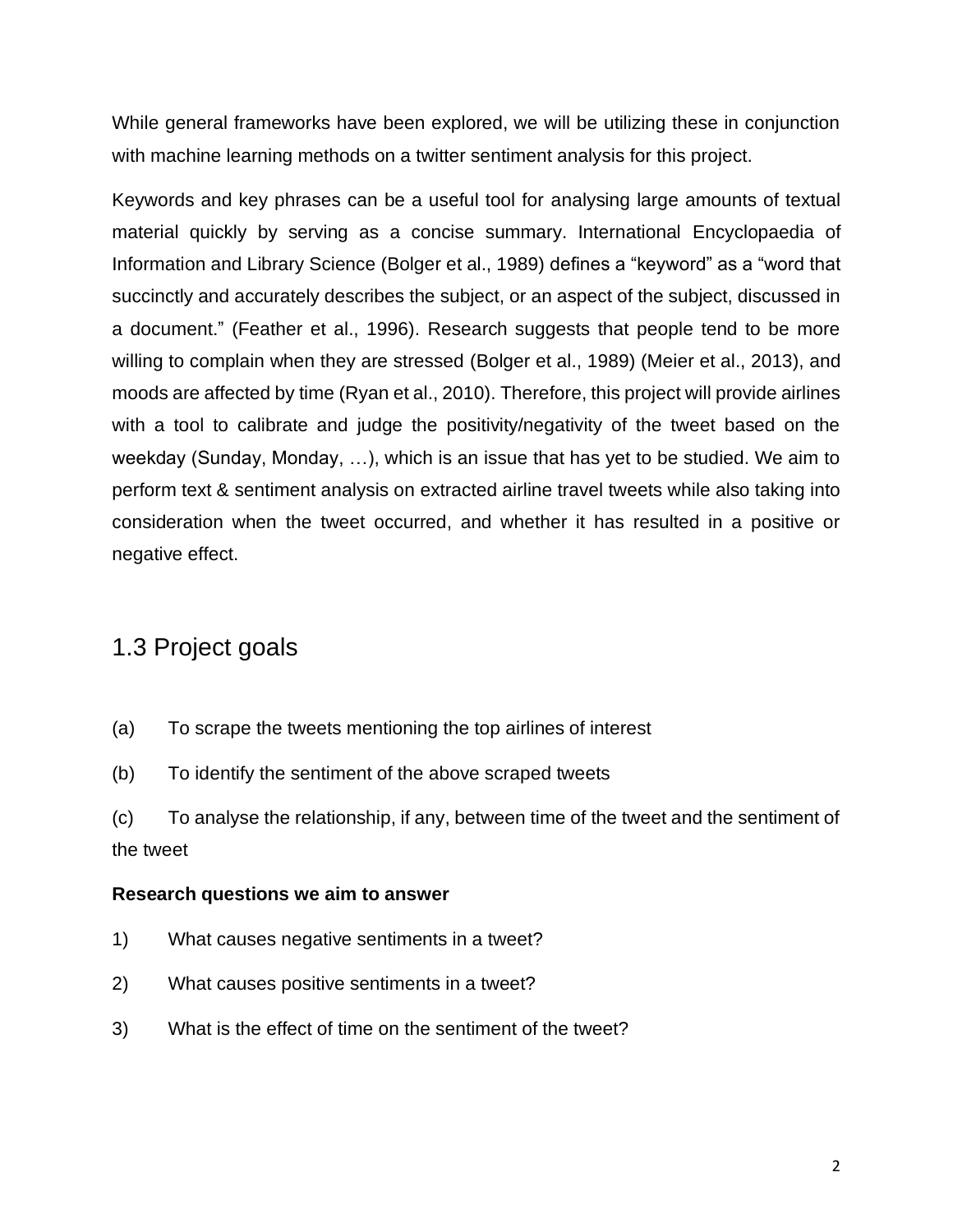While general frameworks have been explored, we will be utilizing these in conjunction with machine learning methods on a twitter sentiment analysis for this project.

Keywords and key phrases can be a useful tool for analysing large amounts of textual material quickly by serving as a concise summary. International Encyclopaedia of Information and Library Science (Bolger et al., 1989) defines a “keyword” as a “word that succinctly and accurately describes the subject, or an aspect of the subject, discussed in a document.” (Feather et al., 1996). Research suggests that people tend to be more willing to complain when they are stressed (Bolger et al., 1989) (Meier et al., 2013), and moods are affected by time (Ryan et al., 2010). Therefore, this project will provide airlines with a tool to calibrate and judge the positivity/negativity of the tweet based on the weekday (Sunday, Monday, …), which is an issue that has yet to be studied. We aim to perform text & sentiment analysis on extracted airline travel tweets while also taking into consideration when the tweet occurred, and whether it has resulted in a positive or negative effect.

## 1.3 Project goals

(a) To scrape the tweets mentioning the top airlines of interest

(b) To identify the sentiment of the above scraped tweets

(c) To analyse the relationship, if any, between time of the tweet and the sentiment of the tweet

**Research questions we aim to answer**

1) What causes negative sentiments in a tweet?

2) What causes positive sentiments in a tweet?

3) What is the effect of time on the sentiment of the tweet?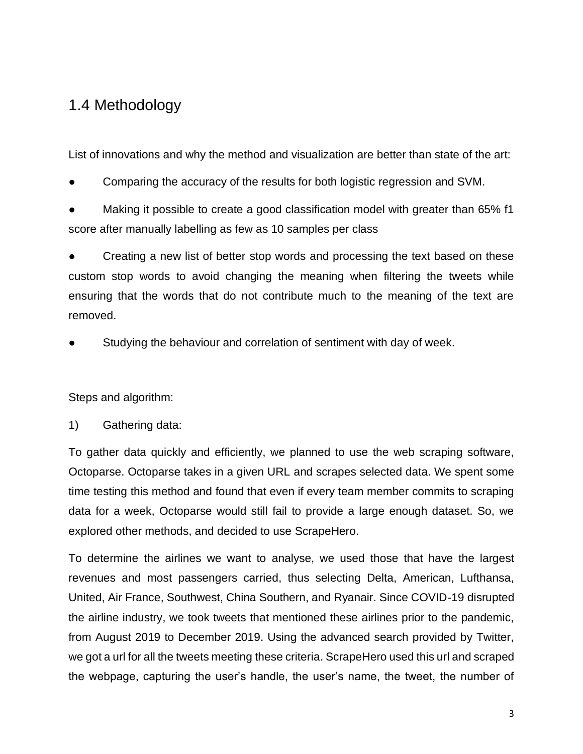## 1.4 Methodology

List of innovations and why the method and visualization are better than state of the art:

- Comparing the accuracy of the results for both logistic regression and SVM.
- Making it possible to create a good classification model with greater than 65% f1 score after manually labelling as few as 10 samples per class
- Creating a new list of better stop words and processing the text based on these custom stop words to avoid changing the meaning when filtering the tweets while ensuring that the words that do not contribute much to the meaning of the text are removed.
- Studying the behaviour and correlation of sentiment with day of week.

Steps and algorithm:

1) Gathering data:

To gather data quickly and efficiently, we planned to use the web scraping software, Octoparse. Octoparse takes in a given URL and scrapes selected data. We spent some time testing this method and found that even if every team member commits to scraping data for a week, Octoparse would still fail to provide a large enough dataset. So, we explored other methods, and decided to use ScrapeHero.

To determine the airlines we want to analyse, we used those that have the largest revenues and most passengers carried, thus selecting Delta, American, Lufthansa, United, Air France, Southwest, China Southern, and Ryanair. Since COVID-19 disrupted the airline industry, we took tweets that mentioned these airlines prior to the pandemic, from August 2019 to December 2019. Using the advanced search provided by Twitter, we got a url for all the tweets meeting these criteria. ScrapeHero used this url and scraped the webpage, capturing the user's handle, the user's name, the tweet, the number of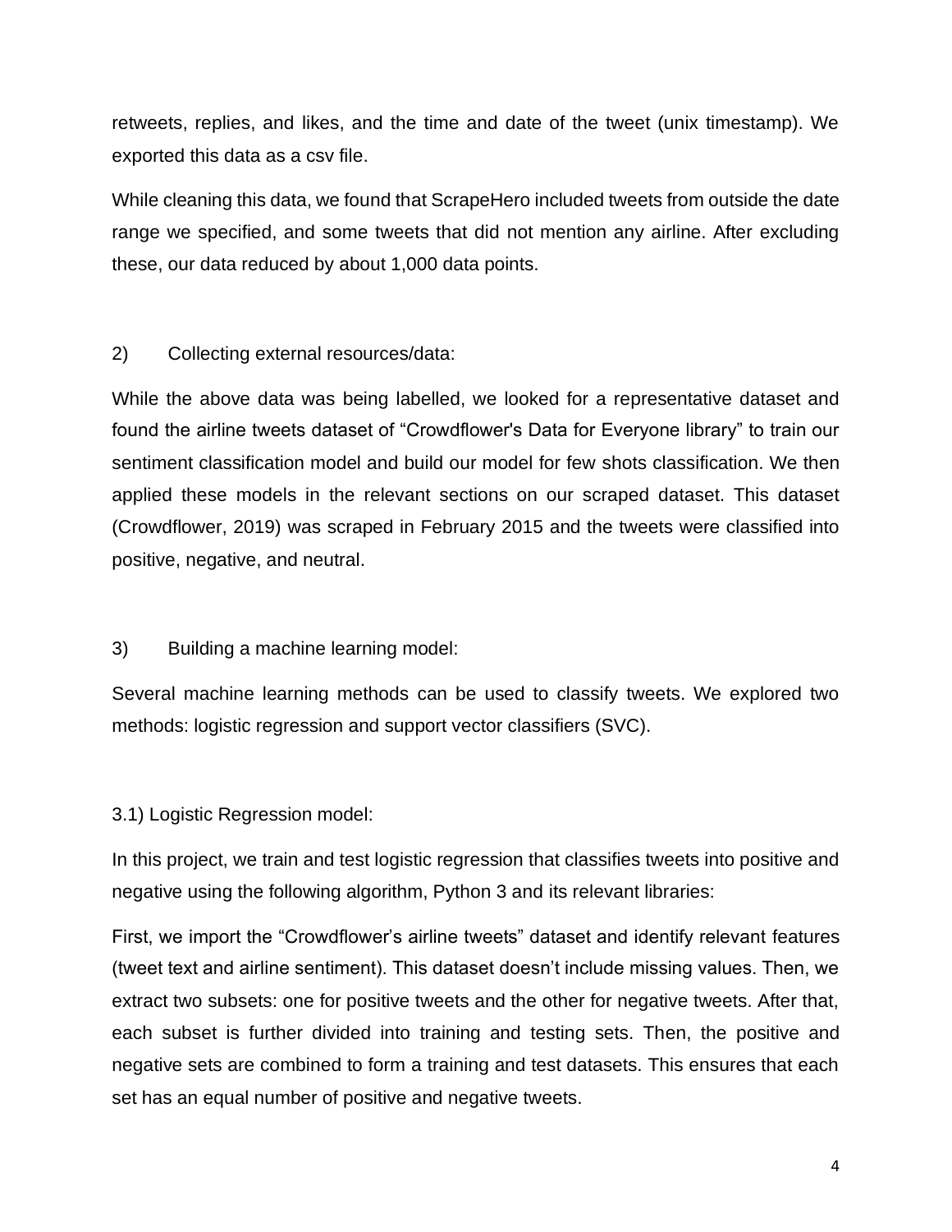retweets, replies, and likes, and the time and date of the tweet (unix timestamp). We exported this data as a csv file.

While cleaning this data, we found that ScrapeHero included tweets from outside the date range we specified, and some tweets that did not mention any airline. After excluding these, our data reduced by about 1,000 data points.

2) Collecting external resources/data:

While the above data was being labelled, we looked for a representative dataset and found the airline tweets dataset of “Crowdflower's Data for Everyone library” to train our sentiment classification model and build our model for few shots classification. We then applied these models in the relevant sections on our scraped dataset. This dataset (Crowdflower, 2019) was scraped in February 2015 and the tweets were classified into positive, negative, and neutral.

3) Building a machine learning model:

Several machine learning methods can be used to classify tweets. We explored two methods: logistic regression and support vector classifiers (SVC).

3.1) Logistic Regression model:

In this project, we train and test logistic regression that classifies tweets into positive and negative using the following algorithm, Python 3 and its relevant libraries:

First, we import the “Crowdflower’s airline tweets” dataset and identify relevant features (tweet text and airline sentiment). This dataset doesn’t include missing values. Then, we extract two subsets: one for positive tweets and the other for negative tweets. After that, each subset is further divided into training and testing sets. Then, the positive and negative sets are combined to form a training and test datasets. This ensures that each set has an equal number of positive and negative tweets.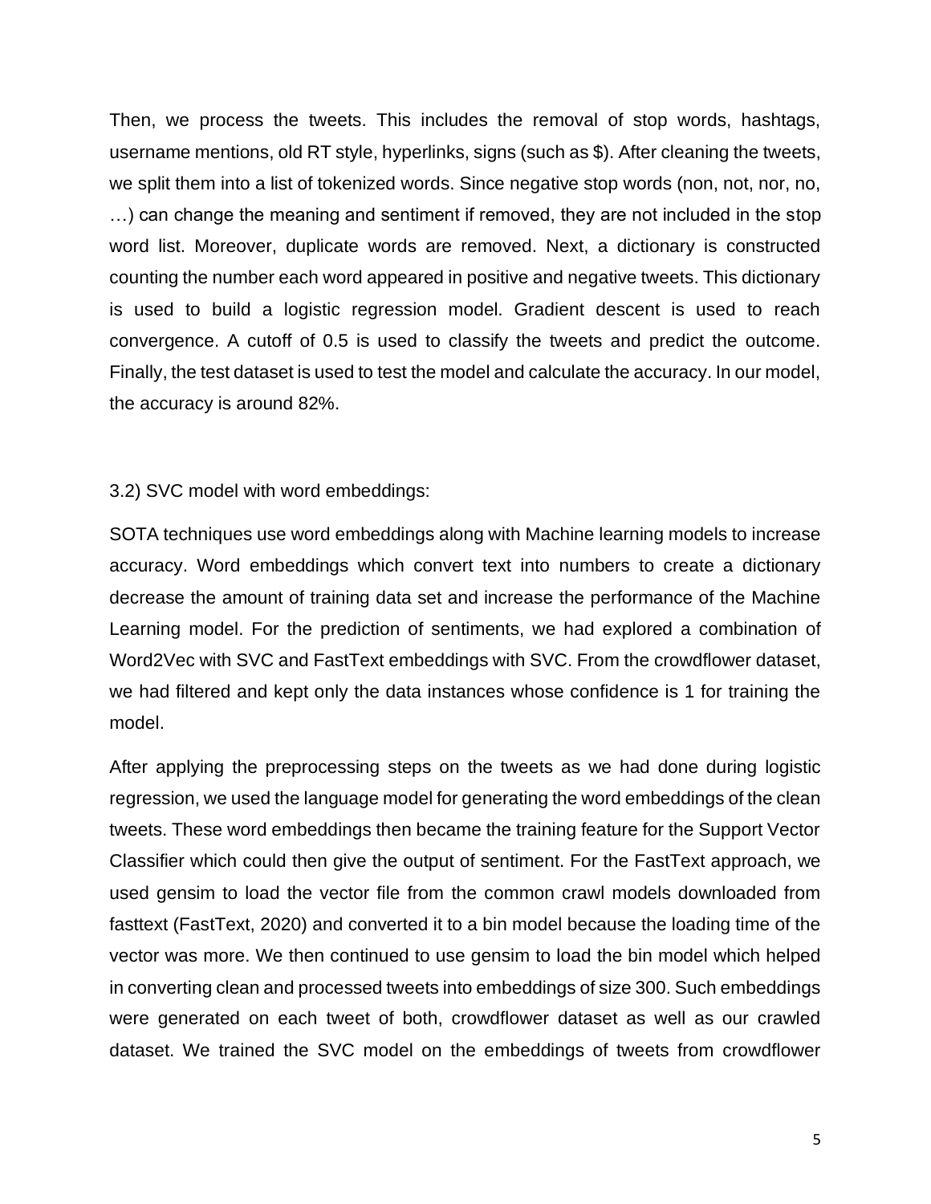Then, we process the tweets. This includes the removal of stop words, hashtags, username mentions, old RT style, hyperlinks, signs (such as $). After cleaning the tweets, we split them into a list of tokenized words. Since negative stop words (non, not, nor, no, …) can change the meaning and sentiment if removed, they are not included in the stop word list. Moreover, duplicate words are removed. Next, a dictionary is constructed counting the number each word appeared in positive and negative tweets. This dictionary is used to build a logistic regression model. Gradient descent is used to reach convergence. A cutoff of 0.5 is used to classify the tweets and predict the outcome. Finally, the test dataset is used to test the model and calculate the accuracy. In our model, the accuracy is around 82%.

### 3.2) SVC model with word embeddings:

SOTA techniques use word embeddings along with Machine learning models to increase accuracy. Word embeddings which convert text into numbers to create a dictionary decrease the amount of training data set and increase the performance of the Machine Learning model. For the prediction of sentiments, we had explored a combination of Word2Vec with SVC and FastText embeddings with SVC. From the crowdflower dataset, we had filtered and kept only the data instances whose confidence is 1 for training the model.

After applying the preprocessing steps on the tweets as we had done during logistic regression, we used the language model for generating the word embeddings of the clean tweets. These word embeddings then became the training feature for the Support Vector Classifier which could then give the output of sentiment. For the FastText approach, we used gensim to load the vector file from the common crawl models downloaded from fasttext (FastText, 2020) and converted it to a bin model because the loading time of the vector was more. We then continued to use gensim to load the bin model which helped in converting clean and processed tweets into embeddings of size 300. Such embeddings were generated on each tweet of both, crowdflower dataset as well as our crawled dataset. We trained the SVC model on the embeddings of tweets from crowdflower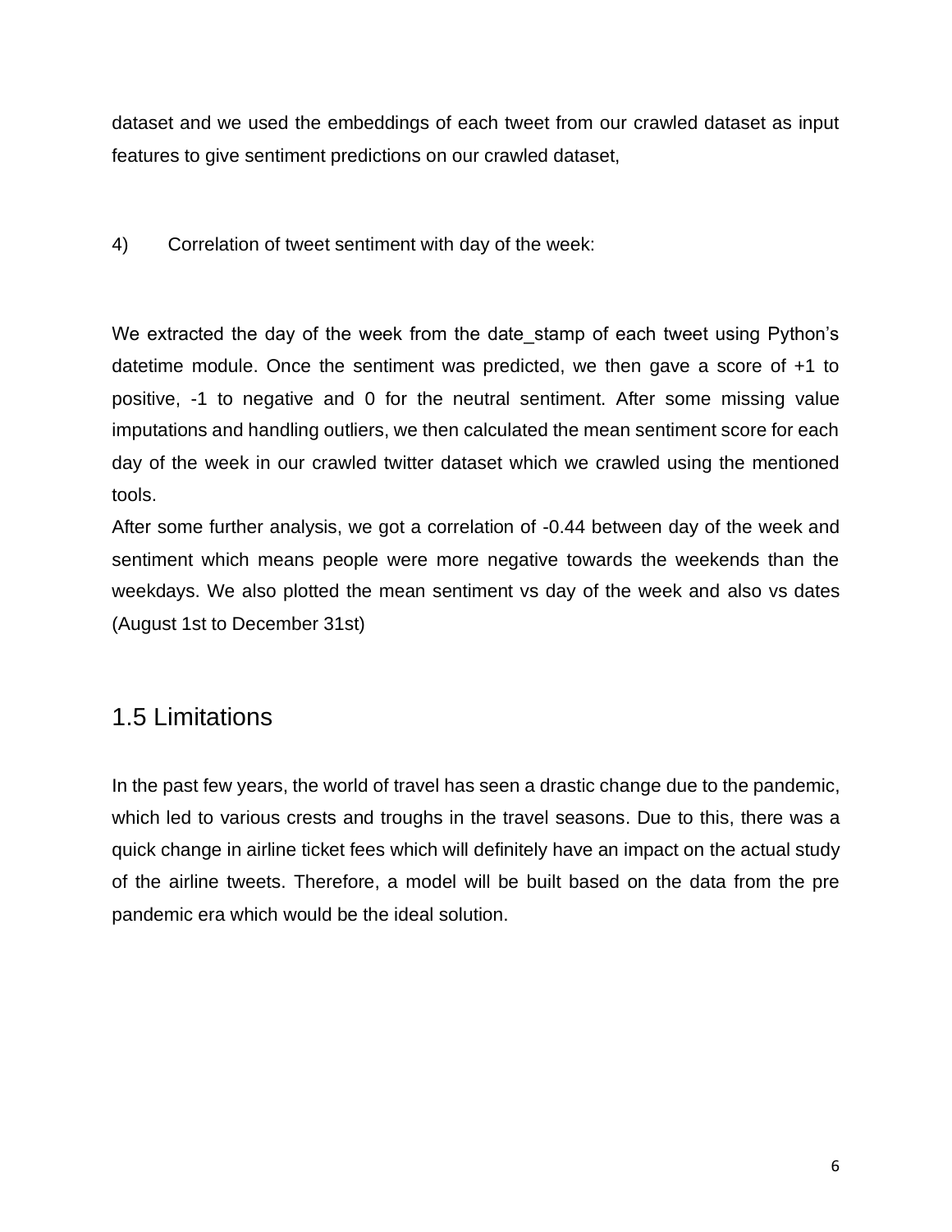dataset and we used the embeddings of each tweet from our crawled dataset as input features to give sentiment predictions on our crawled dataset,

4) Correlation of tweet sentiment with day of the week:

We extracted the day of the week from the date_stamp of each tweet using Python's datetime module. Once the sentiment was predicted, we then gave a score of +1 to positive, -1 to negative and 0 for the neutral sentiment. After some missing value imputations and handling outliers, we then calculated the mean sentiment score for each day of the week in our crawled twitter dataset which we crawled using the mentioned tools.
After some further analysis, we got a correlation of -0.44 between day of the week and sentiment which means people were more negative towards the weekends than the weekdays. We also plotted the mean sentiment vs day of the week and also vs dates (August 1st to December 31st)

## 1.5 Limitations

In the past few years, the world of travel has seen a drastic change due to the pandemic, which led to various crests and troughs in the travel seasons. Due to this, there was a quick change in airline ticket fees which will definitely have an impact on the actual study of the airline tweets. Therefore, a model will be built based on the data from the pre pandemic era which would be the ideal solution.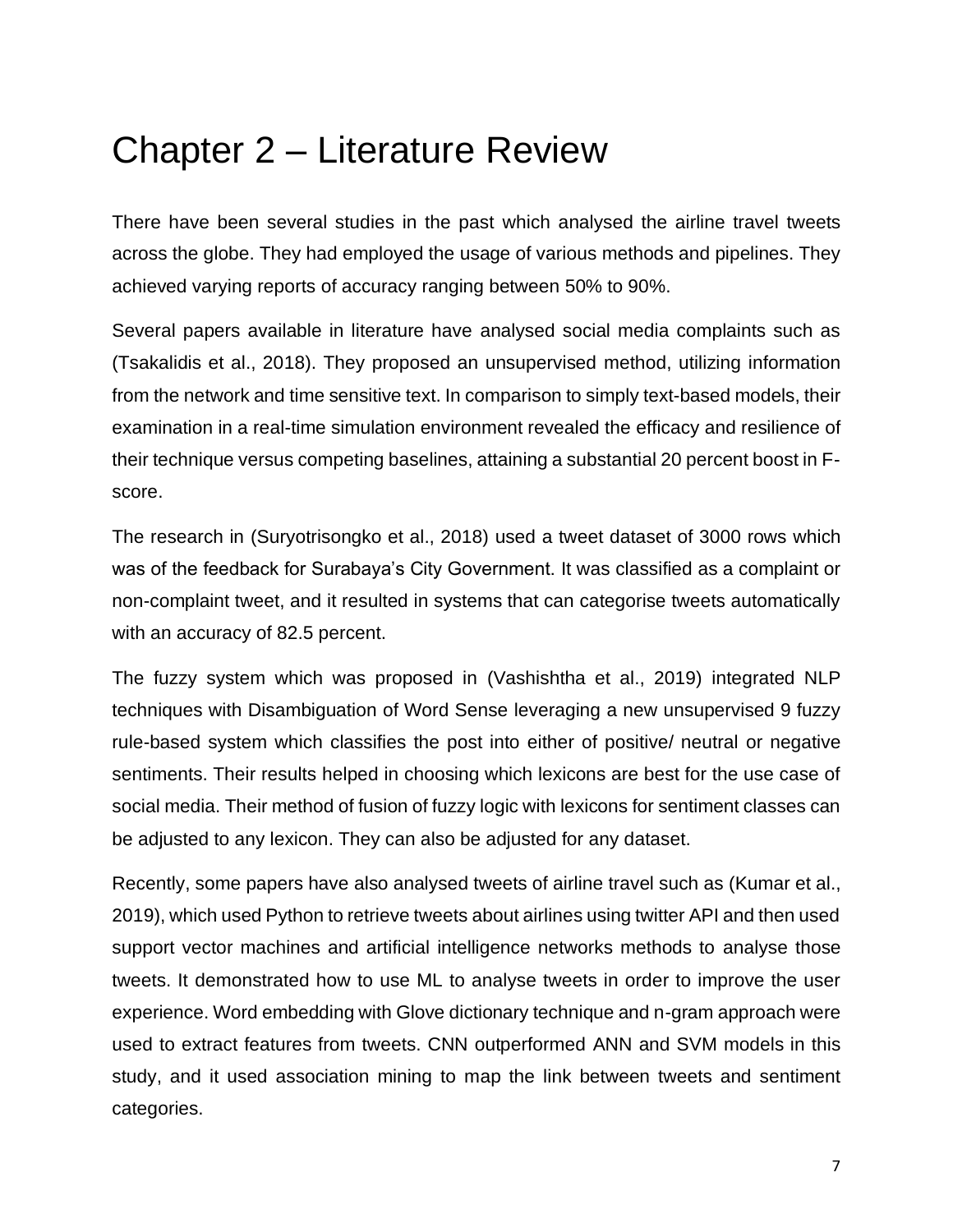# Chapter 2 – Literature Review

There have been several studies in the past which analysed the airline travel tweets across the globe. They had employed the usage of various methods and pipelines. They achieved varying reports of accuracy ranging between 50% to 90%.

Several papers available in literature have analysed social media complaints such as (Tsakalidis et al., 2018). They proposed an unsupervised method, utilizing information from the network and time sensitive text. In comparison to simply text-based models, their examination in a real-time simulation environment revealed the efficacy and resilience of their technique versus competing baselines, attaining a substantial 20 percent boost in F-score.

The research in (Suryotrisongko et al., 2018) used a tweet dataset of 3000 rows which was of the feedback for Surabaya's City Government. It was classified as a complaint or non-complaint tweet, and it resulted in systems that can categorise tweets automatically with an accuracy of 82.5 percent.

The fuzzy system which was proposed in (Vashishtha et al., 2019) integrated NLP techniques with Disambiguation of Word Sense leveraging a new unsupervised 9 fuzzy rule-based system which classifies the post into either of positive/ neutral or negative sentiments. Their results helped in choosing which lexicons are best for the use case of social media. Their method of fusion of fuzzy logic with lexicons for sentiment classes can be adjusted to any lexicon. They can also be adjusted for any dataset.

Recently, some papers have also analysed tweets of airline travel such as (Kumar et al., 2019), which used Python to retrieve tweets about airlines using twitter API and then used support vector machines and artificial intelligence networks methods to analyse those tweets. It demonstrated how to use ML to analyse tweets in order to improve the user experience. Word embedding with Glove dictionary technique and n-gram approach were used to extract features from tweets. CNN outperformed ANN and SVM models in this study, and it used association mining to map the link between tweets and sentiment categories.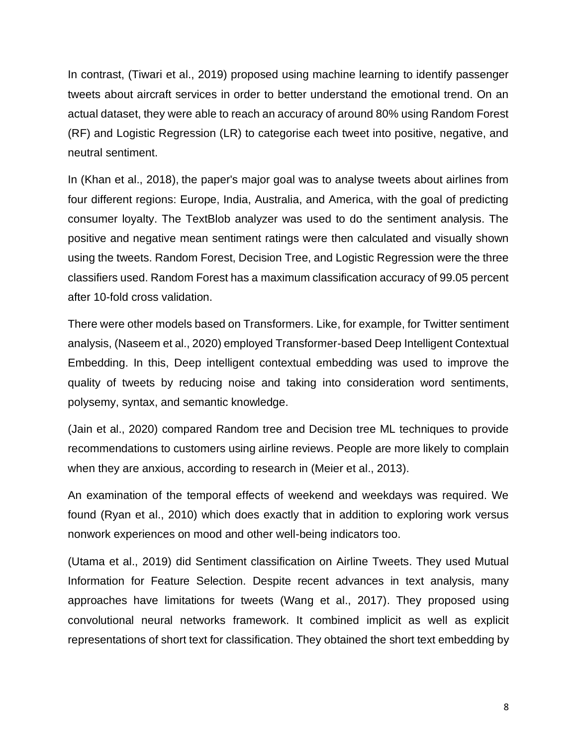In contrast, (Tiwari et al., 2019) proposed using machine learning to identify passenger tweets about aircraft services in order to better understand the emotional trend. On an actual dataset, they were able to reach an accuracy of around 80% using Random Forest (RF) and Logistic Regression (LR) to categorise each tweet into positive, negative, and neutral sentiment.

In (Khan et al., 2018), the paper's major goal was to analyse tweets about airlines from four different regions: Europe, India, Australia, and America, with the goal of predicting consumer loyalty. The TextBlob analyzer was used to do the sentiment analysis. The positive and negative mean sentiment ratings were then calculated and visually shown using the tweets. Random Forest, Decision Tree, and Logistic Regression were the three classifiers used. Random Forest has a maximum classification accuracy of 99.05 percent after 10-fold cross validation.

There were other models based on Transformers. Like, for example, for Twitter sentiment analysis, (Naseem et al., 2020) employed Transformer-based Deep Intelligent Contextual Embedding. In this, Deep intelligent contextual embedding was used to improve the quality of tweets by reducing noise and taking into consideration word sentiments, polysemy, syntax, and semantic knowledge.

(Jain et al., 2020) compared Random tree and Decision tree ML techniques to provide recommendations to customers using airline reviews. People are more likely to complain when they are anxious, according to research in (Meier et al., 2013).

An examination of the temporal effects of weekend and weekdays was required. We found (Ryan et al., 2010) which does exactly that in addition to exploring work versus nonwork experiences on mood and other well-being indicators too.

(Utama et al., 2019) did Sentiment classification on Airline Tweets. They used Mutual Information for Feature Selection. Despite recent advances in text analysis, many approaches have limitations for tweets (Wang et al., 2017). They proposed using convolutional neural networks framework. It combined implicit as well as explicit representations of short text for classification. They obtained the short text embedding by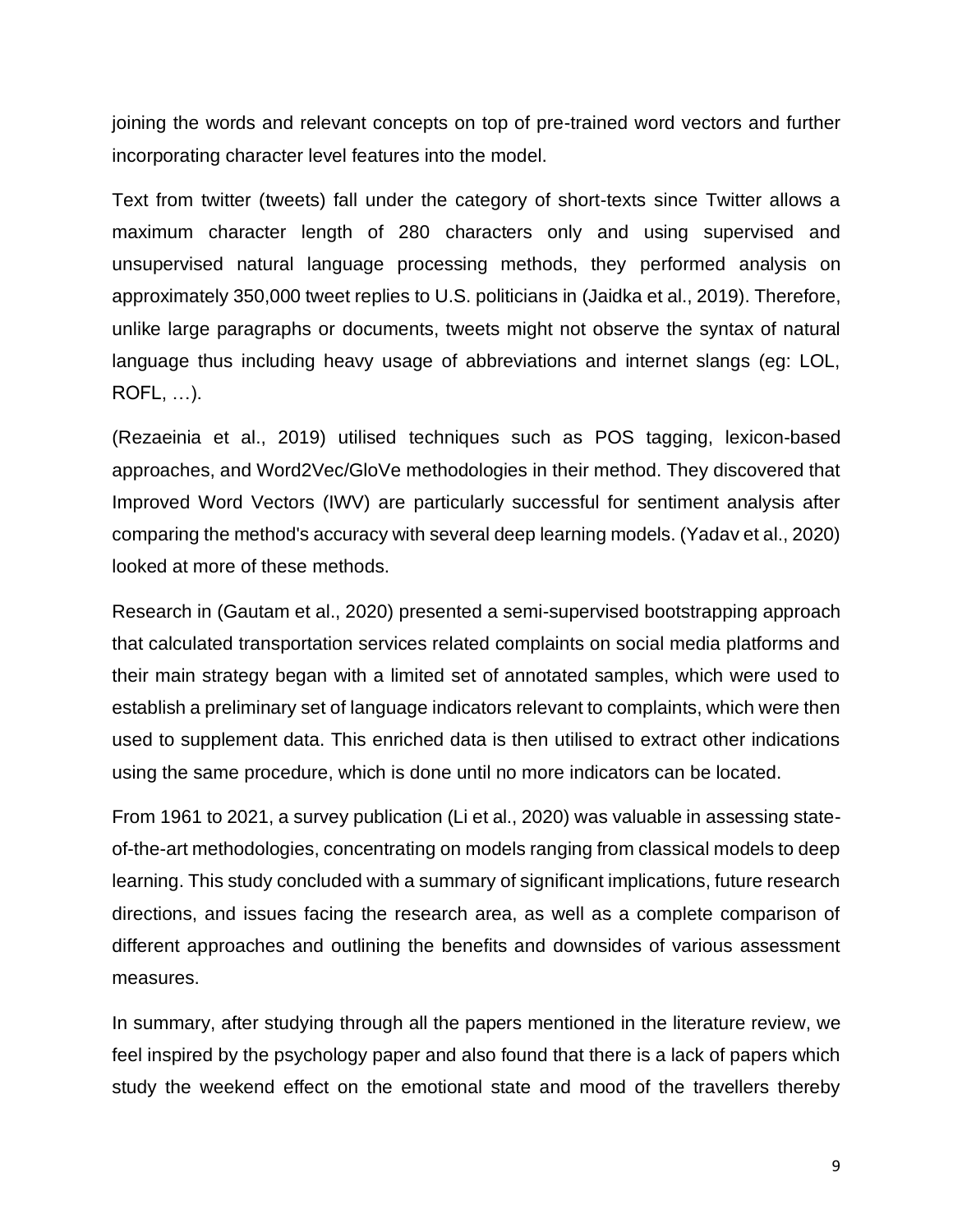joining the words and relevant concepts on top of pre-trained word vectors and further incorporating character level features into the model.

Text from twitter (tweets) fall under the category of short-texts since Twitter allows a maximum character length of 280 characters only and using supervised and unsupervised natural language processing methods, they performed analysis on approximately 350,000 tweet replies to U.S. politicians in (Jaidka et al., 2019). Therefore, unlike large paragraphs or documents, tweets might not observe the syntax of natural language thus including heavy usage of abbreviations and internet slangs (eg: LOL, ROFL, …).

(Rezaeinia et al., 2019) utilised techniques such as POS tagging, lexicon-based approaches, and Word2Vec/GloVe methodologies in their method. They discovered that Improved Word Vectors (IWV) are particularly successful for sentiment analysis after comparing the method's accuracy with several deep learning models. (Yadav et al., 2020) looked at more of these methods.

Research in (Gautam et al., 2020) presented a semi-supervised bootstrapping approach that calculated transportation services related complaints on social media platforms and their main strategy began with a limited set of annotated samples, which were used to establish a preliminary set of language indicators relevant to complaints, which were then used to supplement data. This enriched data is then utilised to extract other indications using the same procedure, which is done until no more indicators can be located.

From 1961 to 2021, a survey publication (Li et al., 2020) was valuable in assessing state-of-the-art methodologies, concentrating on models ranging from classical models to deep learning. This study concluded with a summary of significant implications, future research directions, and issues facing the research area, as well as a complete comparison of different approaches and outlining the benefits and downsides of various assessment measures.

In summary, after studying through all the papers mentioned in the literature review, we feel inspired by the psychology paper and also found that there is a lack of papers which study the weekend effect on the emotional state and mood of the travellers thereby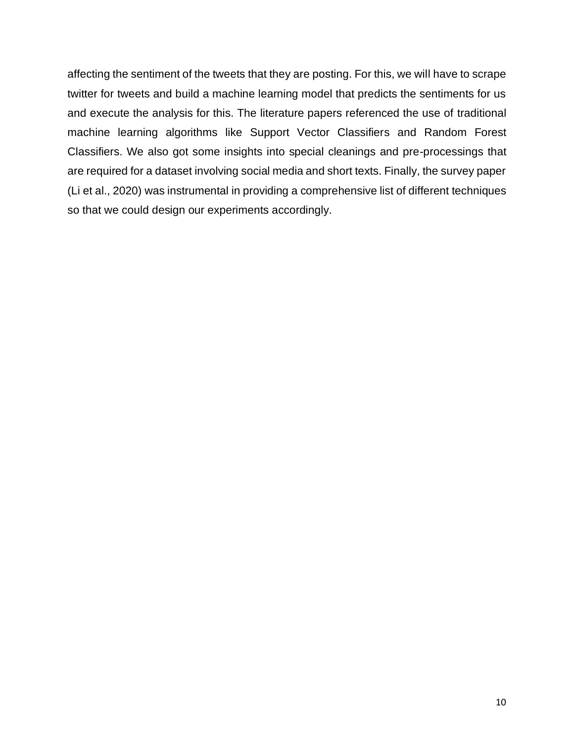affecting the sentiment of the tweets that they are posting. For this, we will have to scrape twitter for tweets and build a machine learning model that predicts the sentiments for us and execute the analysis for this. The literature papers referenced the use of traditional machine learning algorithms like Support Vector Classifiers and Random Forest Classifiers. We also got some insights into special cleanings and pre-processings that are required for a dataset involving social media and short texts. Finally, the survey paper (Li et al., 2020) was instrumental in providing a comprehensive list of different techniques so that we could design our experiments accordingly.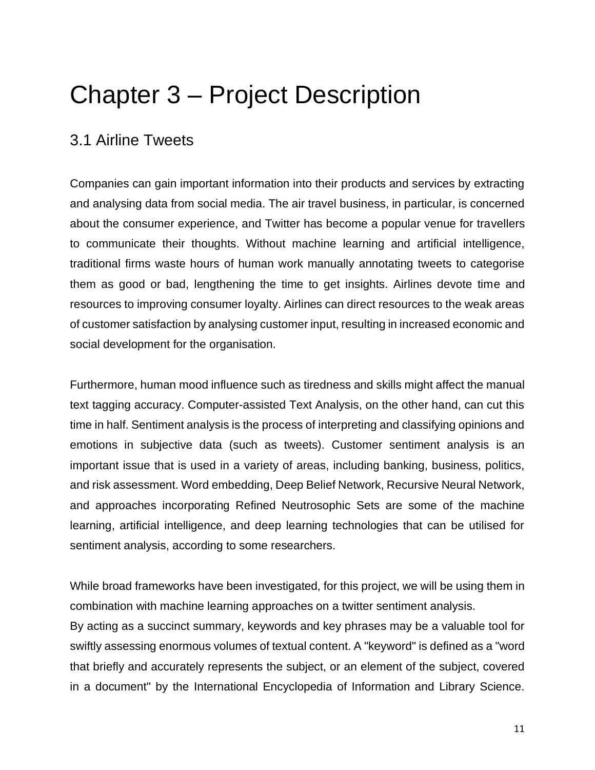# Chapter 3 – Project Description

## 3.1 Airline Tweets

Companies can gain important information into their products and services by extracting and analysing data from social media. The air travel business, in particular, is concerned about the consumer experience, and Twitter has become a popular venue for travellers to communicate their thoughts. Without machine learning and artificial intelligence, traditional firms waste hours of human work manually annotating tweets to categorise them as good or bad, lengthening the time to get insights. Airlines devote time and resources to improving consumer loyalty. Airlines can direct resources to the weak areas of customer satisfaction by analysing customer input, resulting in increased economic and social development for the organisation.

Furthermore, human mood influence such as tiredness and skills might affect the manual text tagging accuracy. Computer-assisted Text Analysis, on the other hand, can cut this time in half. Sentiment analysis is the process of interpreting and classifying opinions and emotions in subjective data (such as tweets). Customer sentiment analysis is an important issue that is used in a variety of areas, including banking, business, politics, and risk assessment. Word embedding, Deep Belief Network, Recursive Neural Network, and approaches incorporating Refined Neutrosophic Sets are some of the machine learning, artificial intelligence, and deep learning technologies that can be utilised for sentiment analysis, according to some researchers.

While broad frameworks have been investigated, for this project, we will be using them in combination with machine learning approaches on a twitter sentiment analysis.
By acting as a succinct summary, keywords and key phrases may be a valuable tool for swiftly assessing enormous volumes of textual content. A "keyword" is defined as a "word that briefly and accurately represents the subject, or an element of the subject, covered in a document" by the International Encyclopedia of Information and Library Science.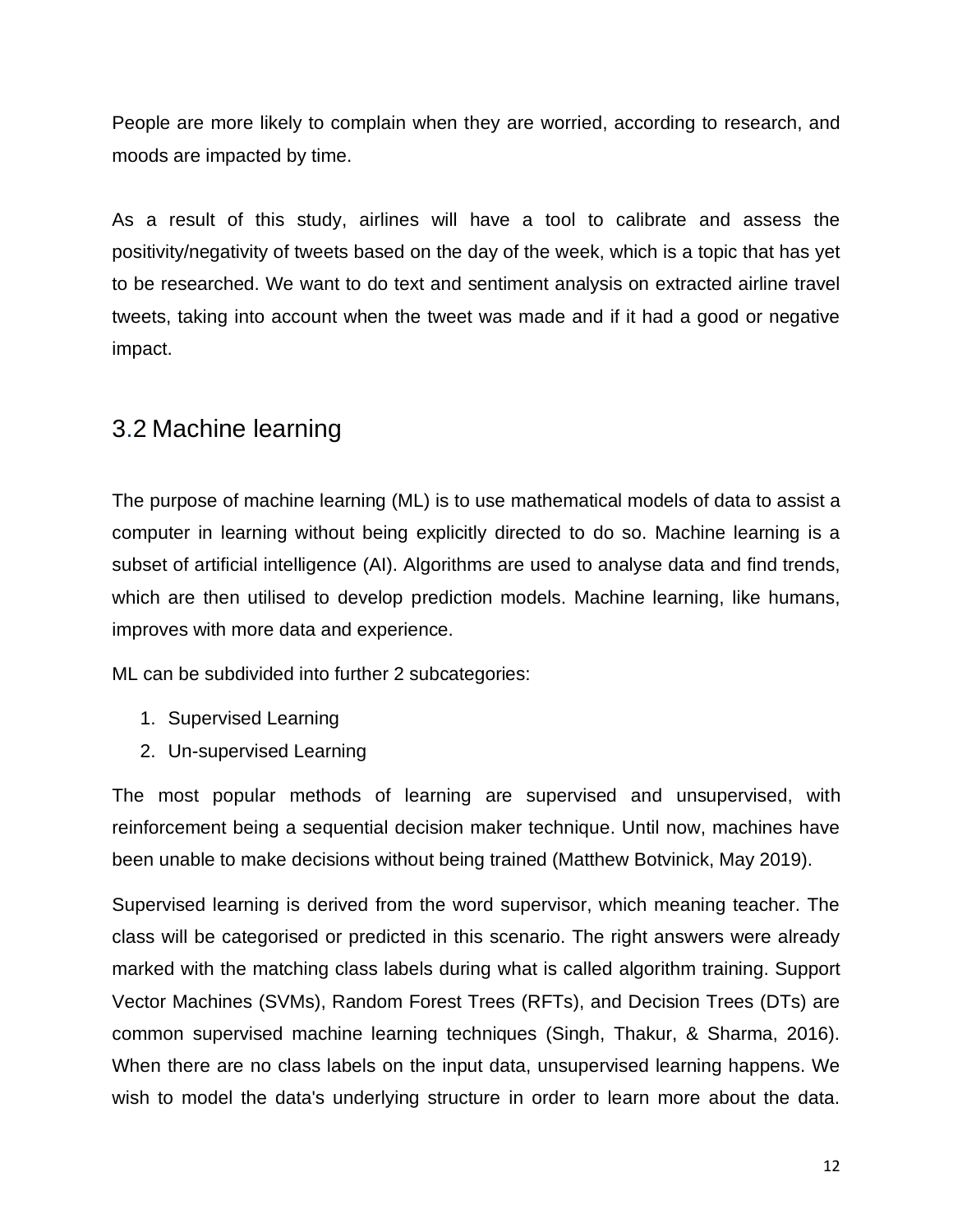People are more likely to complain when they are worried, according to research, and moods are impacted by time.

As a result of this study, airlines will have a tool to calibrate and assess the positivity/negativity of tweets based on the day of the week, which is a topic that has yet to be researched. We want to do text and sentiment analysis on extracted airline travel tweets, taking into account when the tweet was made and if it had a good or negative impact.

## 3.2 Machine learning

The purpose of machine learning (ML) is to use mathematical models of data to assist a computer in learning without being explicitly directed to do so. Machine learning is a subset of artificial intelligence (AI). Algorithms are used to analyse data and find trends, which are then utilised to develop prediction models. Machine learning, like humans, improves with more data and experience.

ML can be subdivided into further 2 subcategories:

1. Supervised Learning
2. Un-supervised Learning

The most popular methods of learning are supervised and unsupervised, with reinforcement being a sequential decision maker technique. Until now, machines have been unable to make decisions without being trained (Matthew Botvinick, May 2019).

Supervised learning is derived from the word supervisor, which meaning teacher. The class will be categorised or predicted in this scenario. The right answers were already marked with the matching class labels during what is called algorithm training. Support Vector Machines (SVMs), Random Forest Trees (RFTs), and Decision Trees (DTs) are common supervised machine learning techniques (Singh, Thakur, & Sharma, 2016). When there are no class labels on the input data, unsupervised learning happens. We wish to model the data's underlying structure in order to learn more about the data.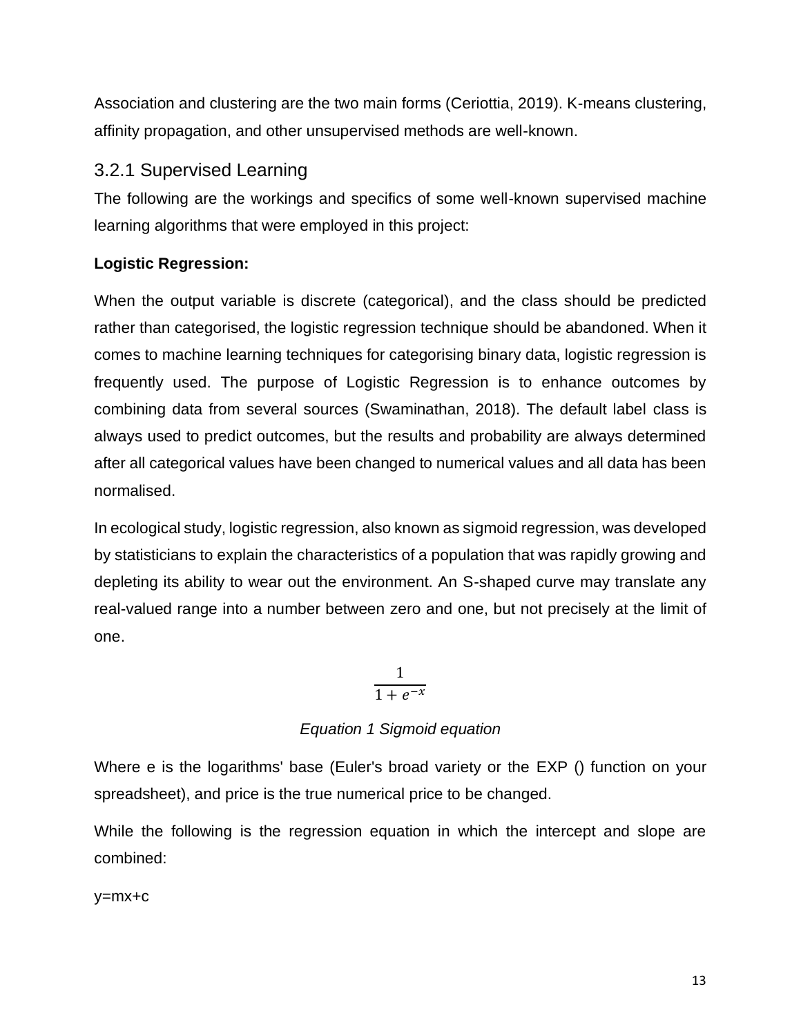Association and clustering are the two main forms (Ceriottia, 2019). K-means clustering, affinity propagation, and other unsupervised methods are well-known.

### 3.2.1 Supervised Learning

The following are the workings and specifics of some well-known supervised machine learning algorithms that were employed in this project:

**Logistic Regression:**

When the output variable is discrete (categorical), and the class should be predicted rather than categorised, the logistic regression technique should be abandoned. When it comes to machine learning techniques for categorising binary data, logistic regression is frequently used. The purpose of Logistic Regression is to enhance outcomes by combining data from several sources (Swaminathan, 2018). The default label class is always used to predict outcomes, but the results and probability are always determined after all categorical values have been changed to numerical values and all data has been normalised.

In ecological study, logistic regression, also known as sigmoid regression, was developed by statisticians to explain the characteristics of a population that was rapidly growing and depleting its ability to wear out the environment. An S-shaped curve may translate any real-valued range into a number between zero and one, but not precisely at the limit of one.

$$\frac{1}{1+e^{-x}}$$

*Equation 1 Sigmoid equation*

Where e is the logarithms' base (Euler's broad variety or the EXP () function on your spreadsheet), and price is the true numerical price to be changed.

While the following is the regression equation in which the intercept and slope are combined:

$y=mx+c$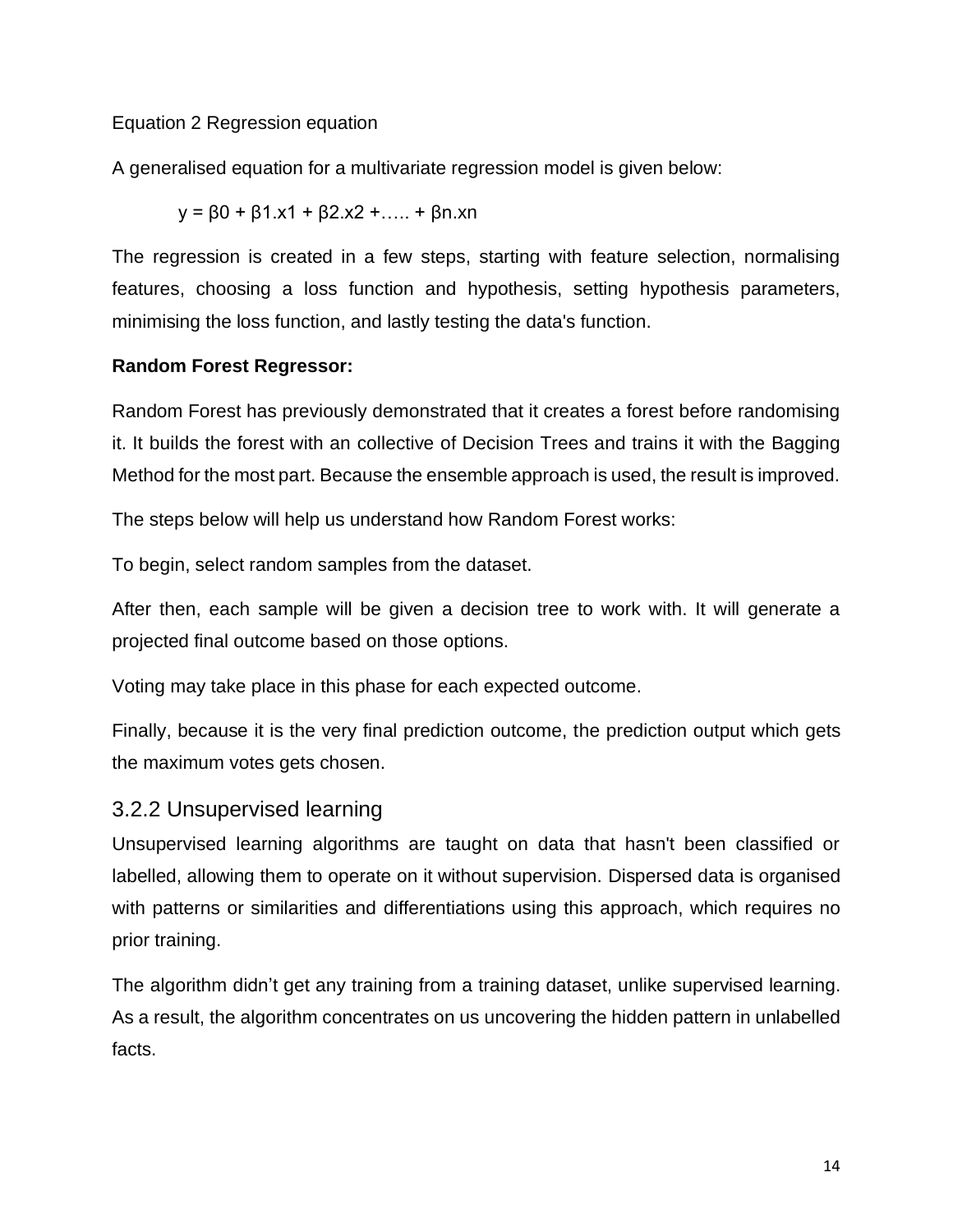Equation 2 Regression equation

A generalised equation for a multivariate regression model is given below:

$$y = \beta_0 + \beta_1 . x_1 + \beta_2 . x_2 + \ldots . + \beta_n . x_n$$

The regression is created in a few steps, starting with feature selection, normalising features, choosing a loss function and hypothesis, setting hypothesis parameters, minimising the loss function, and lastly testing the data's function.

**Random Forest Regressor:**

Random Forest has previously demonstrated that it creates a forest before randomising it. It builds the forest with an collective of Decision Trees and trains it with the Bagging Method for the most part. Because the ensemble approach is used, the result is improved.

The steps below will help us understand how Random Forest works:

To begin, select random samples from the dataset.

After then, each sample will be given a decision tree to work with. It will generate a projected final outcome based on those options.

Voting may take place in this phase for each expected outcome.

Finally, because it is the very final prediction outcome, the prediction output which gets the maximum votes gets chosen.

### 3.2.2 Unsupervised learning

Unsupervised learning algorithms are taught on data that hasn't been classified or labelled, allowing them to operate on it without supervision. Dispersed data is organised with patterns or similarities and differentiations using this approach, which requires no prior training.

The algorithm didn't get any training from a training dataset, unlike supervised learning. As a result, the algorithm concentrates on us uncovering the hidden pattern in unlabelled facts.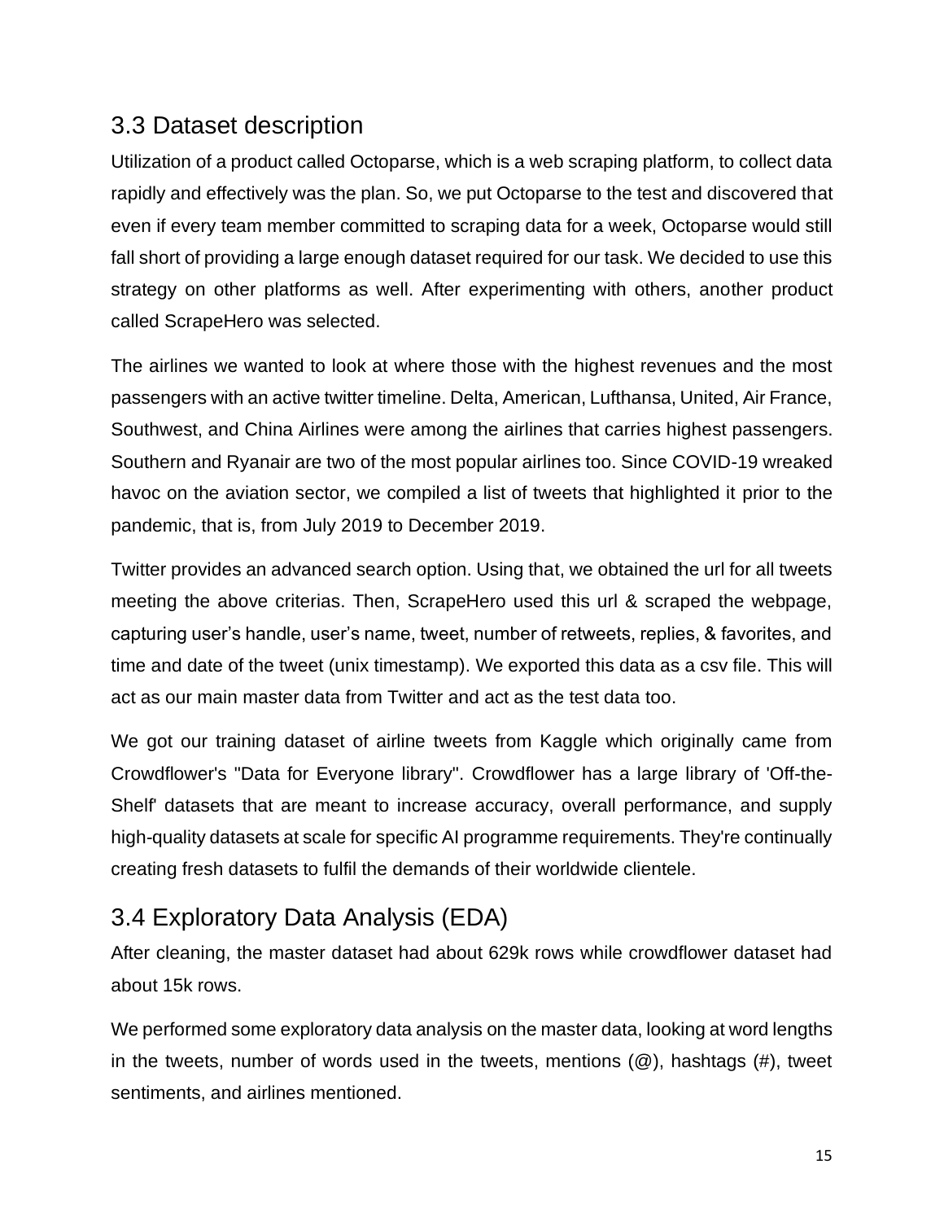## 3.3 Dataset description

Utilization of a product called Octoparse, which is a web scraping platform, to collect data rapidly and effectively was the plan. So, we put Octoparse to the test and discovered that even if every team member committed to scraping data for a week, Octoparse would still fall short of providing a large enough dataset required for our task. We decided to use this strategy on other platforms as well. After experimenting with others, another product called ScrapeHero was selected.

The airlines we wanted to look at where those with the highest revenues and the most passengers with an active twitter timeline. Delta, American, Lufthansa, United, Air France, Southwest, and China Airlines were among the airlines that carries highest passengers. Southern and Ryanair are two of the most popular airlines too. Since COVID-19 wreaked havoc on the aviation sector, we compiled a list of tweets that highlighted it prior to the pandemic, that is, from July 2019 to December 2019.

Twitter provides an advanced search option. Using that, we obtained the url for all tweets meeting the above criterias. Then, ScrapeHero used this url & scraped the webpage, capturing user's handle, user's name, tweet, number of retweets, replies, & favorites, and time and date of the tweet (unix timestamp). We exported this data as a csv file. This will act as our main master data from Twitter and act as the test data too.

We got our training dataset of airline tweets from Kaggle which originally came from Crowdflower's "Data for Everyone library". Crowdflower has a large library of 'Off-the-Shelf' datasets that are meant to increase accuracy, overall performance, and supply high-quality datasets at scale for specific AI programme requirements. They're continually creating fresh datasets to fulfil the demands of their worldwide clientele.

## 3.4 Exploratory Data Analysis (EDA)

After cleaning, the master dataset had about 629k rows while crowdflower dataset had about 15k rows.

We performed some exploratory data analysis on the master data, looking at word lengths in the tweets, number of words used in the tweets, mentions (@), hashtags (#), tweet sentiments, and airlines mentioned.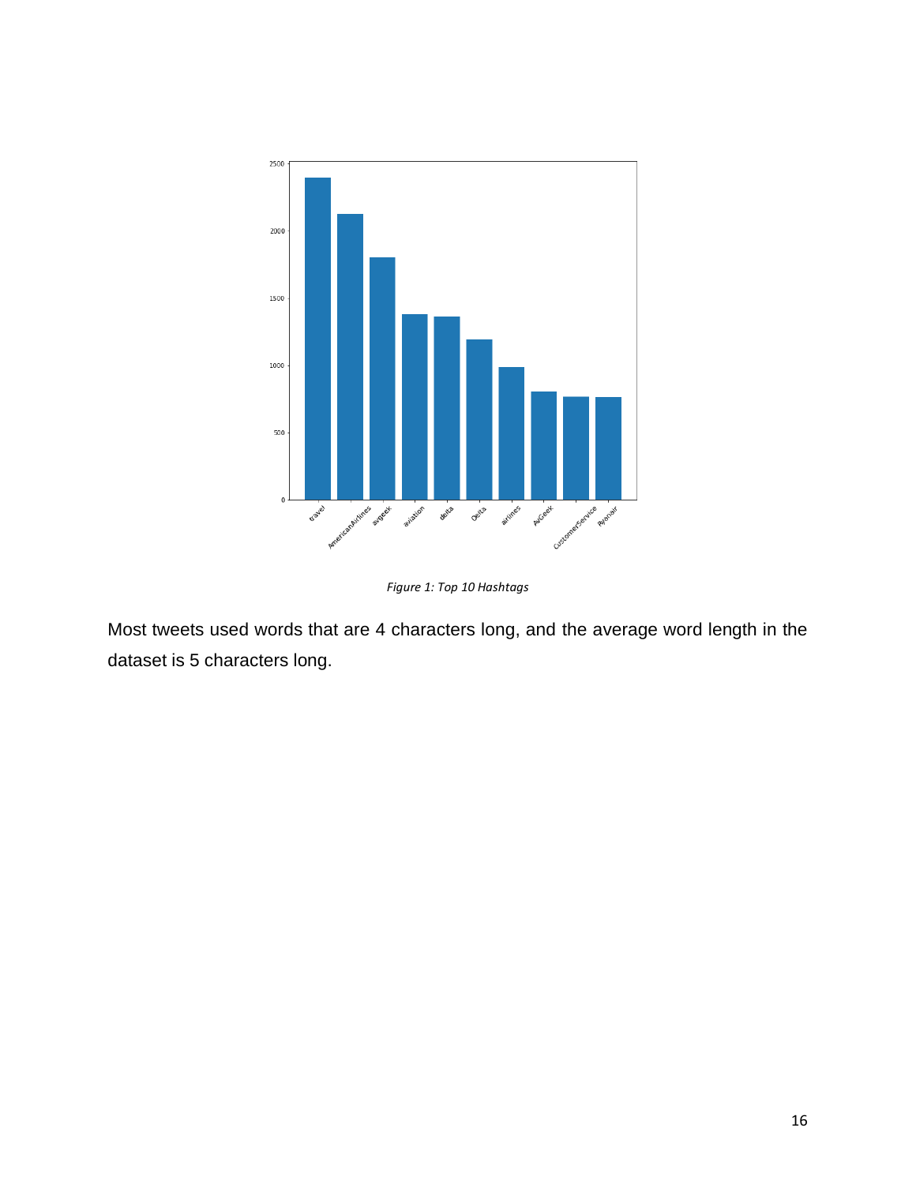*Figure 1: Top 10 Hashtags*

Most tweets used words that are 4 characters long, and the average word length in the dataset is 5 characters long.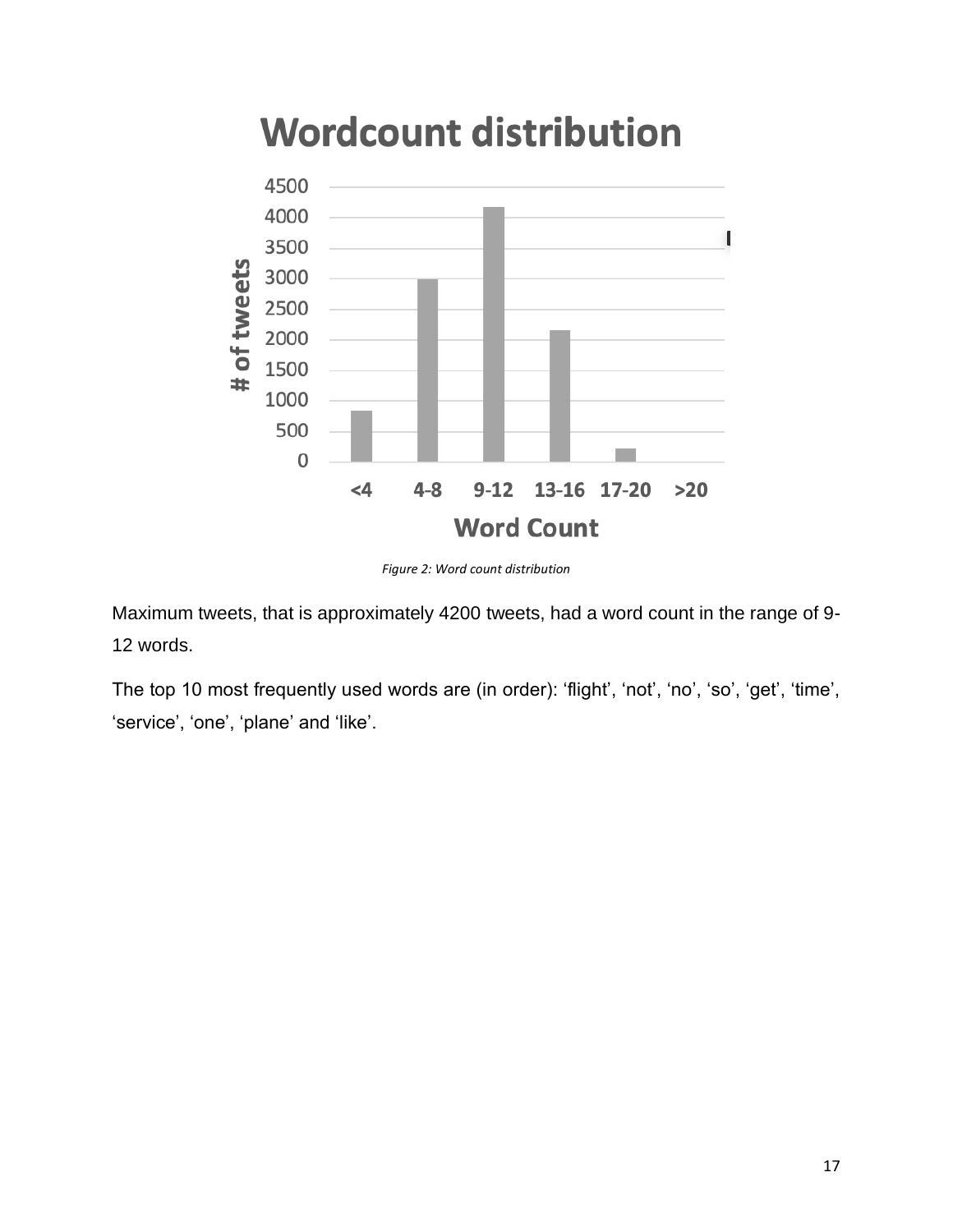Figure 2: Word count distribution

Maximum tweets, that is approximately 4200 tweets, had a word count in the range of 9-12 words.

The top 10 most frequently used words are (in order): ‘flight’, ‘not’, ‘no’, ‘so’, ‘get’, ‘time’, ‘service’, ‘one’, ‘plane’ and ‘like’.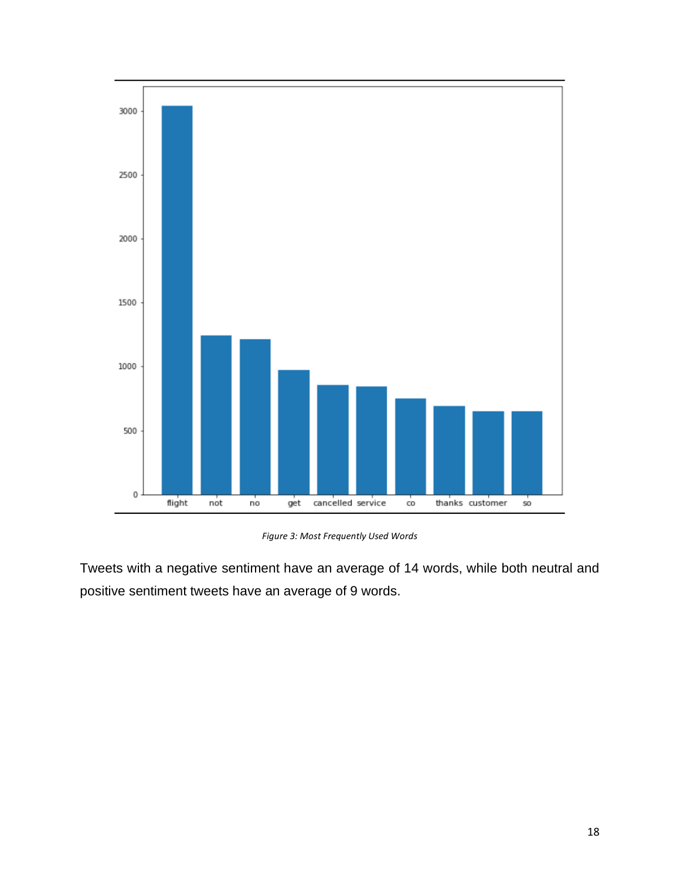*Figure 3: Most Frequently Used Words*

Tweets with a negative sentiment have an average of 14 words, while both neutral and positive sentiment tweets have an average of 9 words.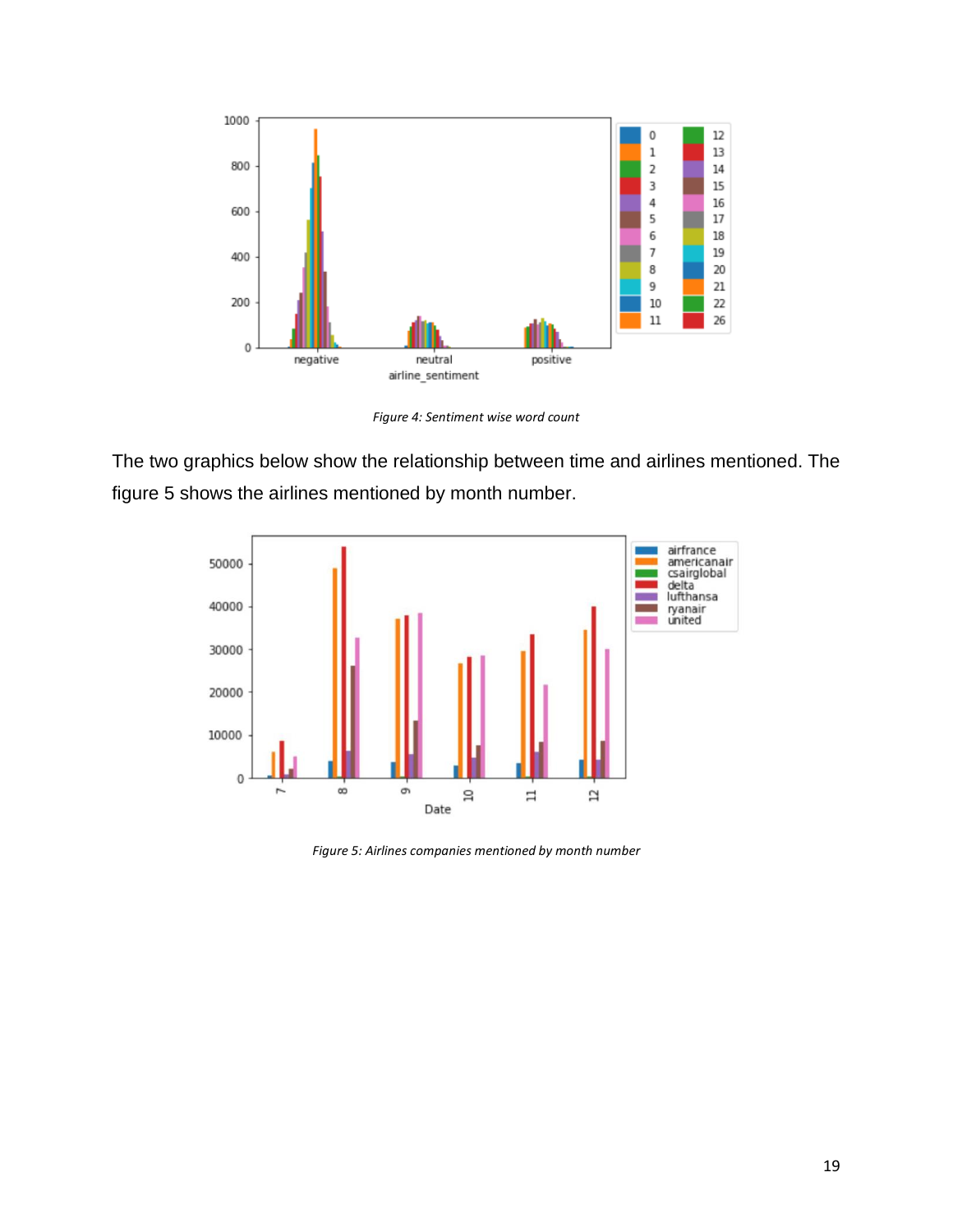*Figure 4: Sentiment wise word count*

The two graphics below show the relationship between time and airlines mentioned. The figure 5 shows the airlines mentioned by month number.

*Figure 5: Airlines companies mentioned by month number*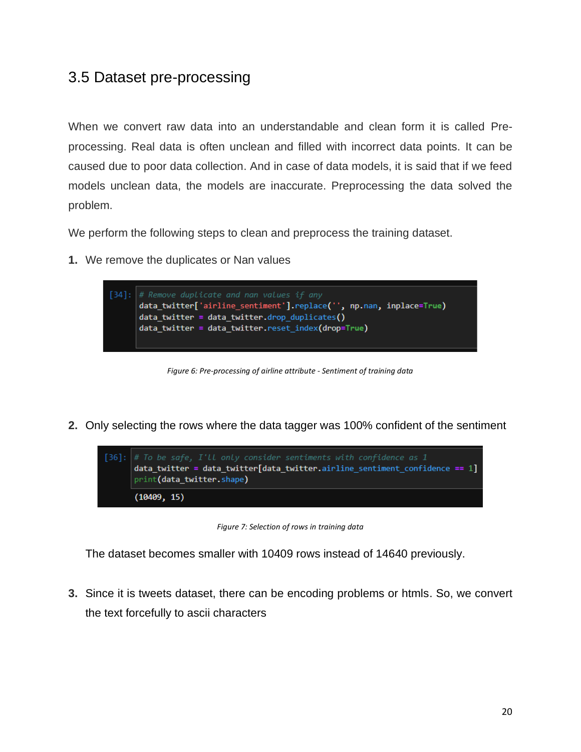## 3.5 Dataset pre-processing

When we convert raw data into an understandable and clean form it is called Pre-processing. Real data is often unclean and filled with incorrect data points. It can be caused due to poor data collection. And in case of data models, it is said that if we feed models unclean data, the models are inaccurate. Preprocessing the data solved the problem.

We perform the following steps to clean and preprocess the training dataset.

1. We remove the duplicates or Nan values

```
[34]: # Remove duplicate and nan values if any
      data_twitter['airline_sentiment'].replace('', np.nan, inplace=True)
      data_twitter = data_twitter.drop_duplicates()
      data_twitter = data_twitter.reset_index(drop=True)
```

*Figure 6: Pre-processing of airline attribute - Sentiment of training data*

2. Only selecting the rows where the data tagger was 100% confident of the sentiment

```
[36]: # To be safe, I'll only consider sentiments with confidence as 1
      data_twitter = data_twitter[data_twitter.airline_sentiment_confidence == 1]
      print(data_twitter.shape)

      (10409, 15)
```

*Figure 7: Selection of rows in training data*

The dataset becomes smaller with 10409 rows instead of 14640 previously.

3. Since it is tweets dataset, there can be encoding problems or htmls. So, we convert the text forcefully to ascii characters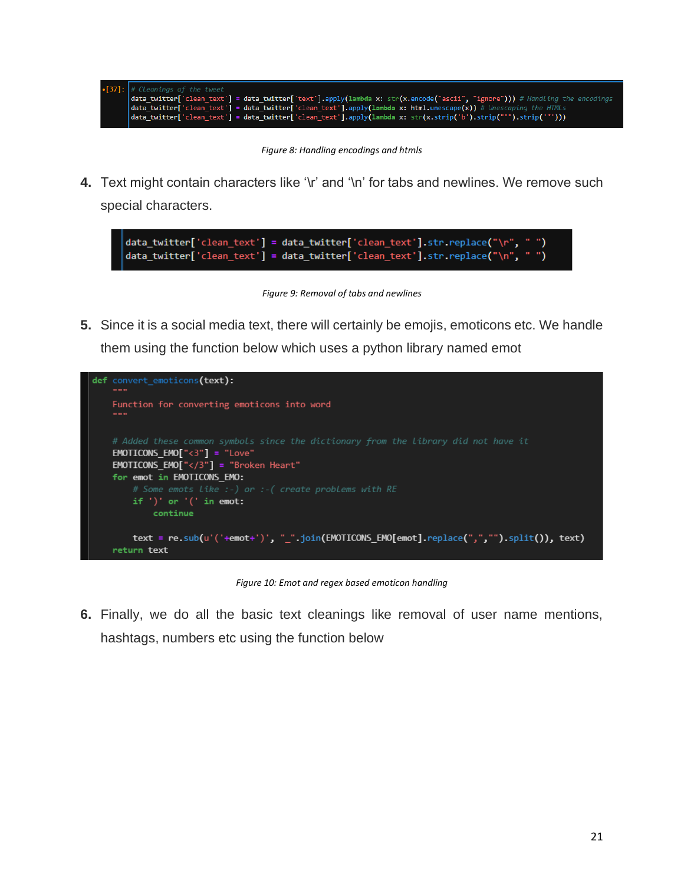```python
# Cleanings of the tweet
data_twitter['clean_text'] = data_twitter['text'].apply(lambda x: str(x.encode("ascii", "ignore"))) # Handling the encodings
data_twitter['clean_text'] = data_twitter['clean_text'].apply(lambda x: html.unescape(x)) # Unescaping the HTMLs
data_twitter['clean_text'] = data_twitter['clean_text'].apply(lambda x: str(x.strip('b').strip("'").strip('"')))
```

*Figure 8: Handling encodings and htmls*

4. Text might contain characters like '\r' and '\n' for tabs and newlines. We remove such special characters.

```python
data_twitter['clean_text'] = data_twitter['clean_text'].str.replace("\r", " ")
data_twitter['clean_text'] = data_twitter['clean_text'].str.replace("\n", " ")
```

*Figure 9: Removal of tabs and newlines*

5. Since it is a social media text, there will certainly be emojis, emoticons etc. We handle them using the function below which uses a python library named emot

```python
def convert_emoticons(text):
    """
    Function for converting emoticons into word
    """

    # Added these common symbols since the dictionary from the library did not have it
    EMOTICONS_EMO["<3"] = "Love"
    EMOTICONS_EMO["</3"] = "Broken Heart"
    for emot in EMOTICONS_EMO:
        # Some emots like :-) or :-( create problems with RE
        if ')' or '(' in emot:
            continue

        text = re.sub(u'('+emot+')', "_".join(EMOTICONS_EMO[emot].replace(",","").split()), text)
    return text
```

*Figure 10: Emot and regex based emoticon handling*

6. Finally, we do all the basic text cleanings like removal of user name mentions, hashtags, numbers etc using the function below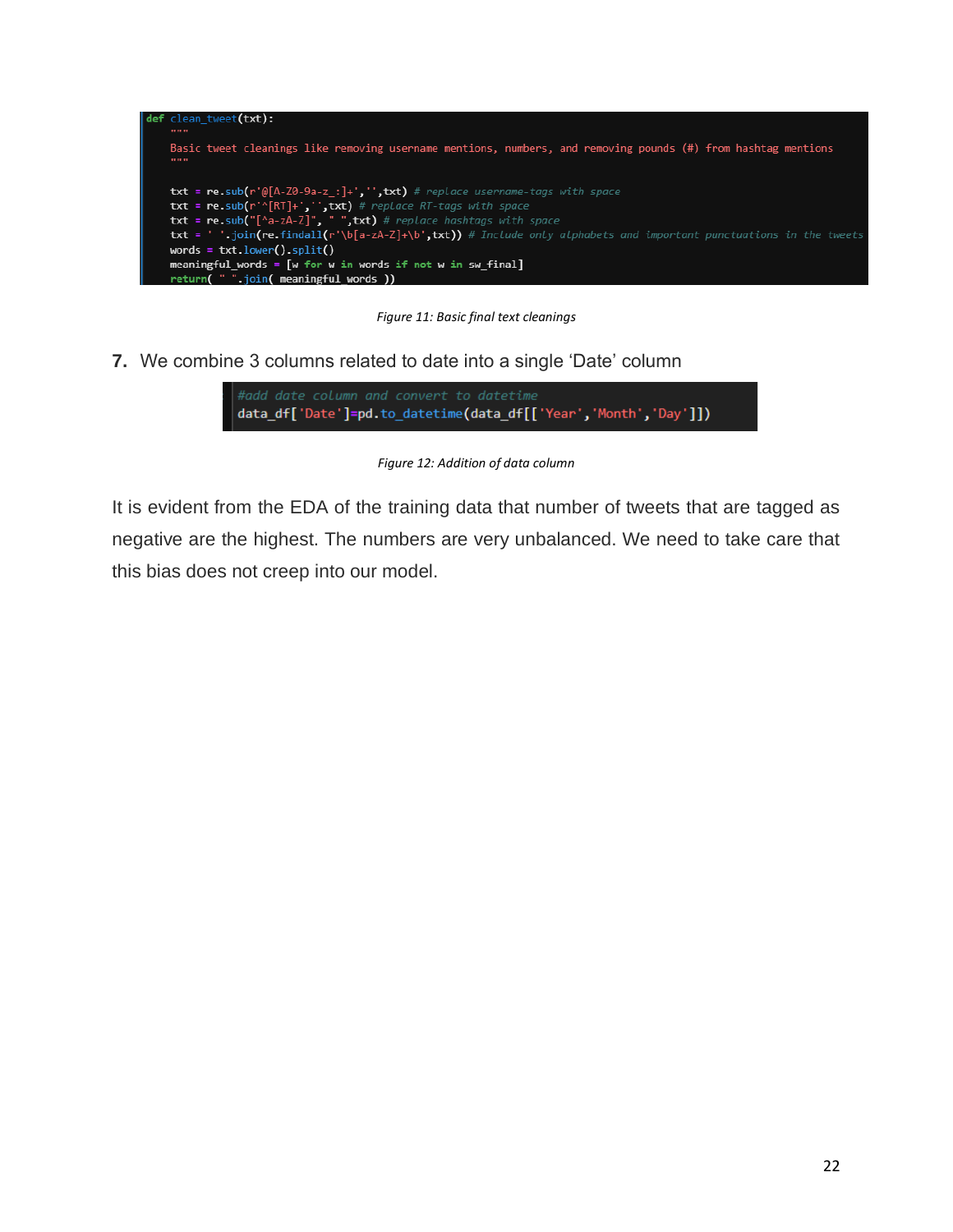```python
def clean_tweet(txt):
    """
    Basic tweet cleanings like removing username mentions, numbers, and removing pounds (#) from hashtag mentions
    """

    txt = re.sub(r'@[A-Z0-9a-z_:]+','',txt) # replace username-tags with space
    txt = re.sub(r'^[RT]+','',txt) # replace RT-tags with space
    txt = re.sub("[^a-zA-Z]", " ",txt) # replace hashtags with space
    txt = ' '.join(re.findall(r'\b[a-zA-Z]+\b',txt)) # Include only alphabets and important punctuations in the tweets
    words = txt.lower().split()
    meaningful_words = [w for w in words if not w in sw_final]
    return( " ".join( meaningful_words ))
```

*Figure 11: Basic final text cleanings*

7. We combine 3 columns related to date into a single 'Date' column

```python
#add date column and convert to datetime
data_df['Date']=pd.to_datetime(data_df[['Year','Month','Day']])
```

*Figure 12: Addition of data column*

It is evident from the EDA of the training data that number of tweets that are tagged as negative are the highest. The numbers are very unbalanced. We need to take care that this bias does not creep into our model.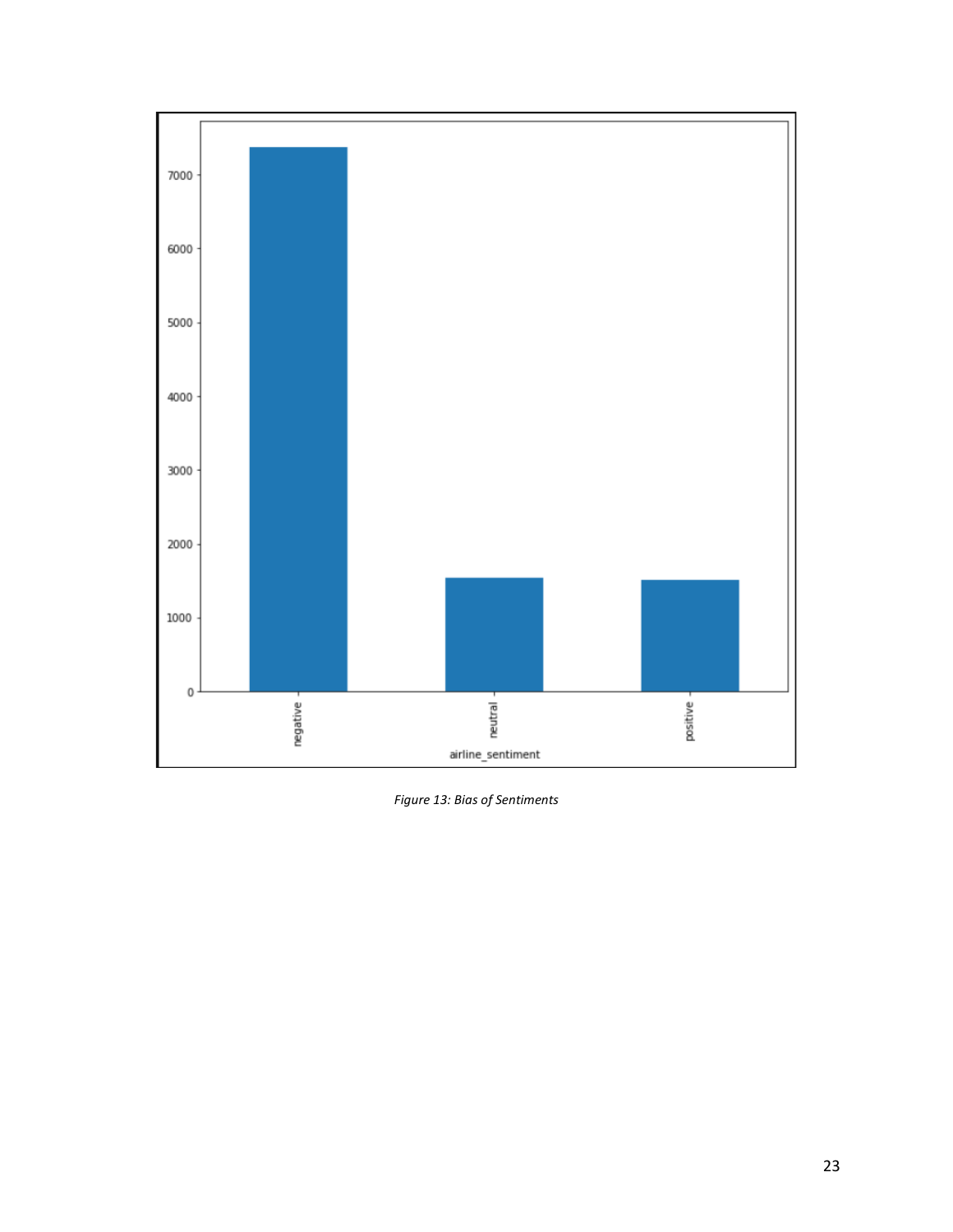*Figure 13: Bias of Sentiments*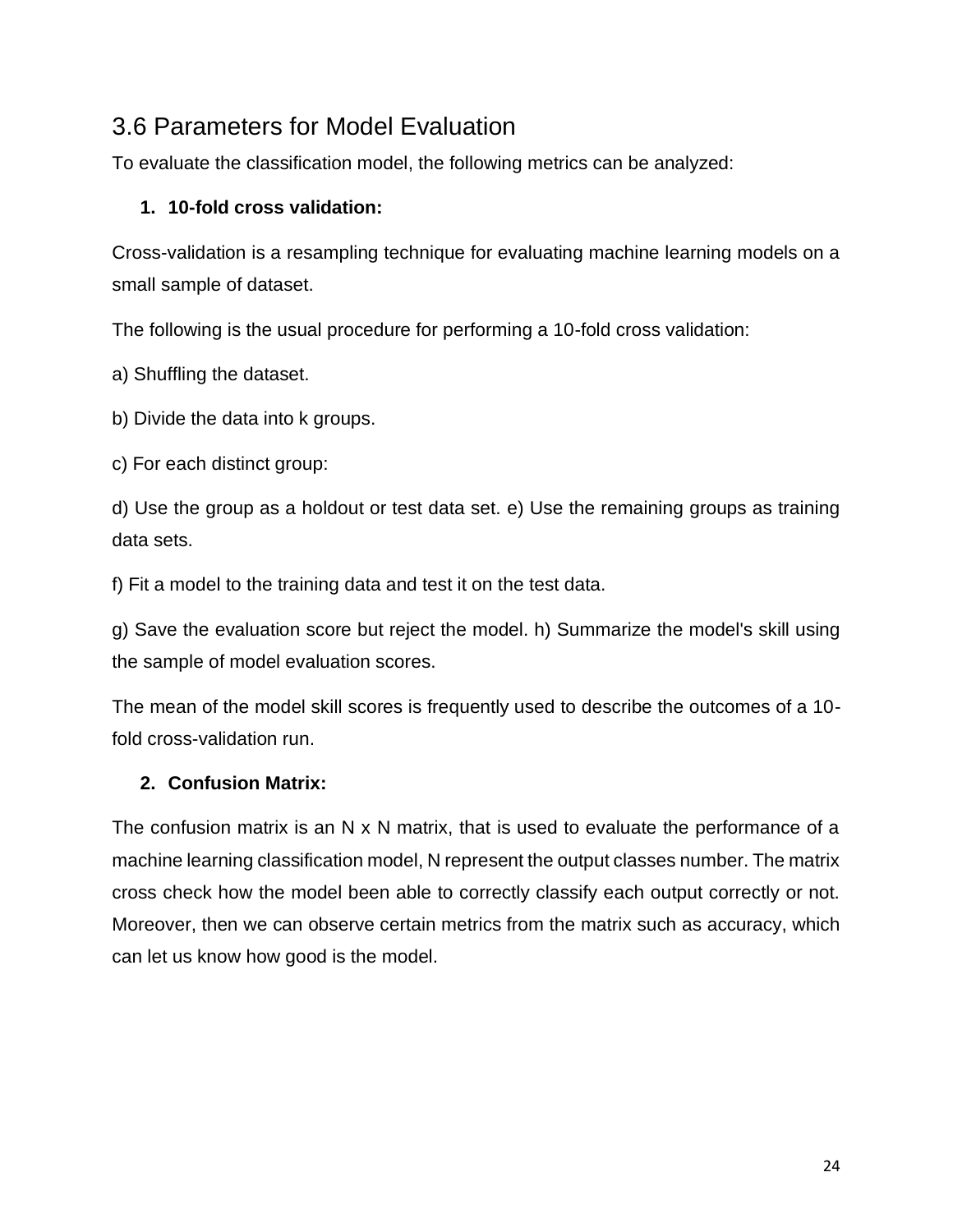## 3.6 Parameters for Model Evaluation

To evaluate the classification model, the following metrics can be analyzed:

1. **10-fold cross validation:**

Cross-validation is a resampling technique for evaluating machine learning models on a small sample of dataset.

The following is the usual procedure for performing a 10-fold cross validation:

a) Shuffling the dataset.

b) Divide the data into k groups.

c) For each distinct group:

d) Use the group as a holdout or test data set. e) Use the remaining groups as training data sets.

f) Fit a model to the training data and test it on the test data.

g) Save the evaluation score but reject the model. h) Summarize the model's skill using the sample of model evaluation scores.

The mean of the model skill scores is frequently used to describe the outcomes of a 10-fold cross-validation run.

2. **Confusion Matrix:**

The confusion matrix is an N x N matrix, that is used to evaluate the performance of a machine learning classification model, N represent the output classes number. The matrix cross check how the model been able to correctly classify each output correctly or not. Moreover, then we can observe certain metrics from the matrix such as accuracy, which can let us know how good is the model.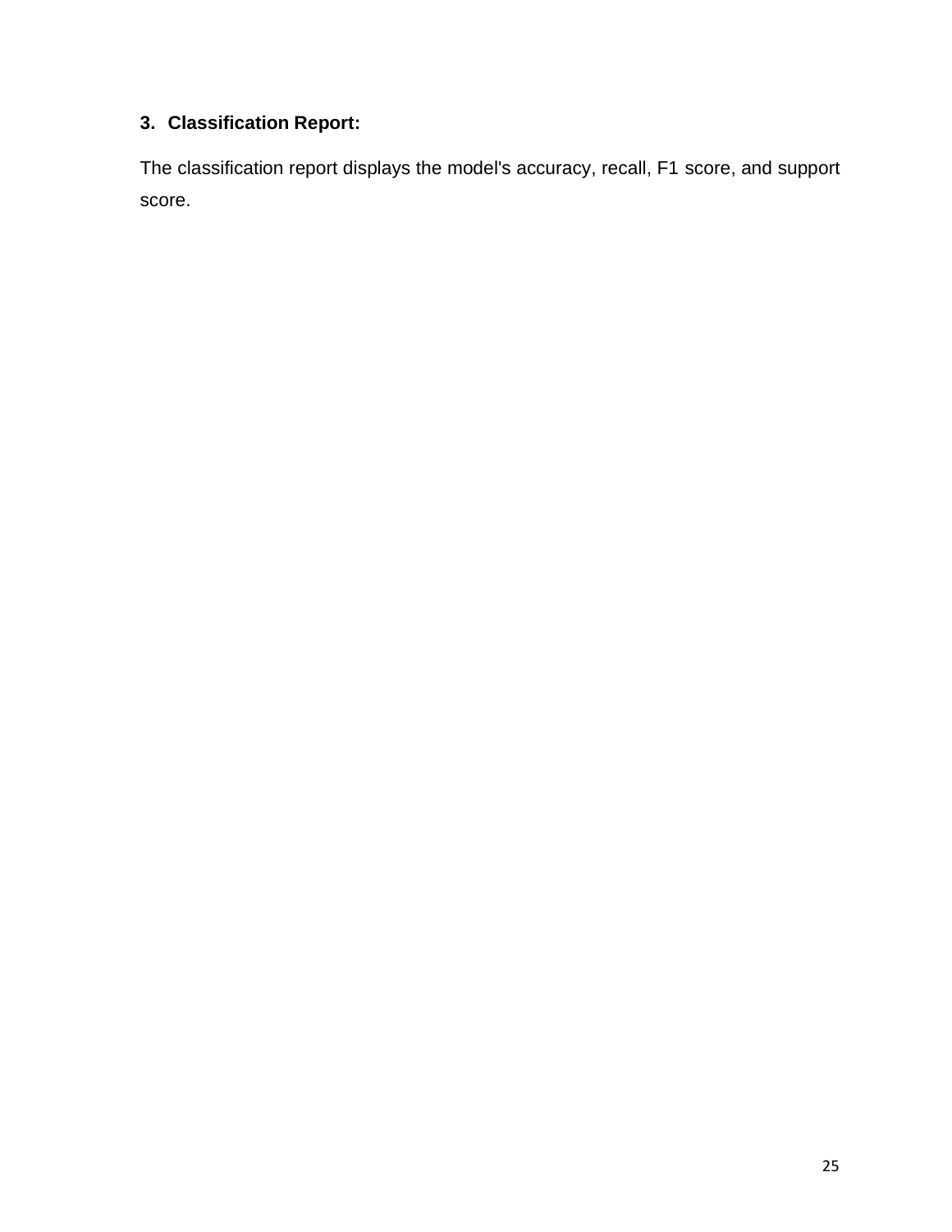### 3. Classification Report:

The classification report displays the model's accuracy, recall, F1 score, and support score.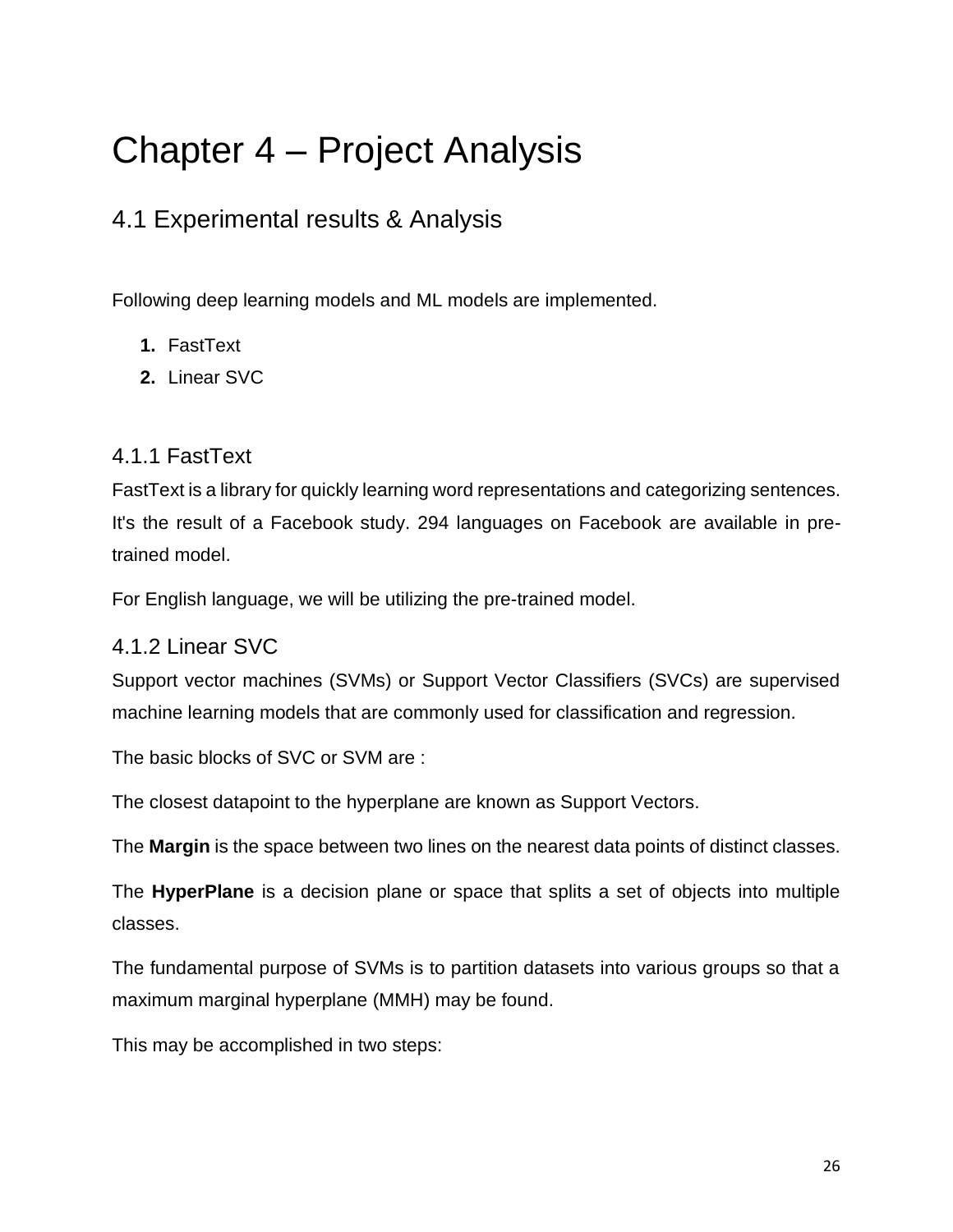# Chapter 4 – Project Analysis

## 4.1 Experimental results & Analysis

Following deep learning models and ML models are implemented.

1. FastText
2. Linear SVC

### 4.1.1 FastText

FastText is a library for quickly learning word representations and categorizing sentences. It's the result of a Facebook study. 294 languages on Facebook are available in pre-trained model.

For English language, we will be utilizing the pre-trained model.

### 4.1.2 Linear SVC

Support vector machines (SVMs) or Support Vector Classifiers (SVCs) are supervised machine learning models that are commonly used for classification and regression.

The basic blocks of SVC or SVM are :

The closest datapoint to the hyperplane are known as Support Vectors.

The **Margin** is the space between two lines on the nearest data points of distinct classes.

The **HyperPlane** is a decision plane or space that splits a set of objects into multiple classes.

The fundamental purpose of SVMs is to partition datasets into various groups so that a maximum marginal hyperplane (MMH) may be found.

This may be accomplished in two steps: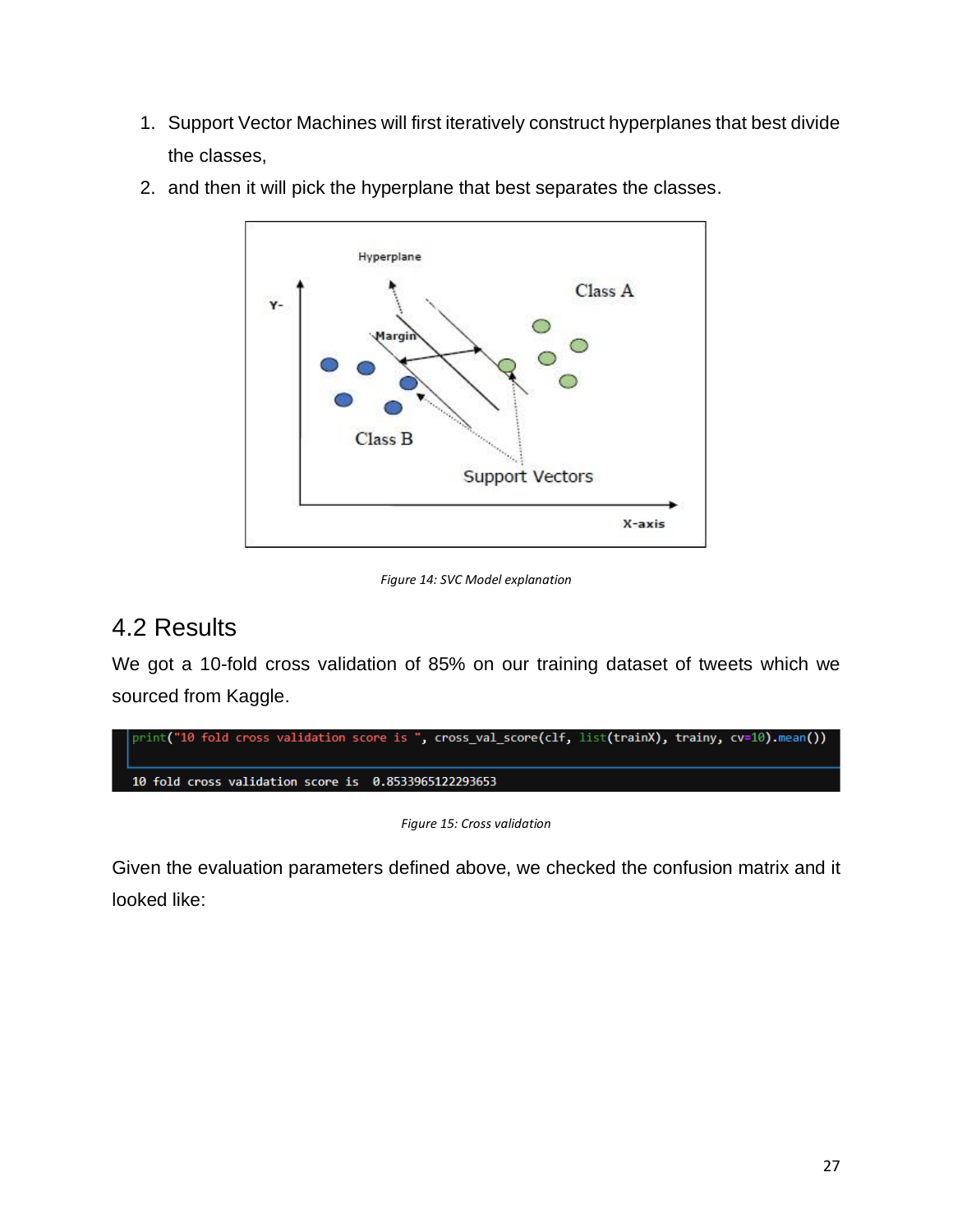1. Support Vector Machines will first iteratively construct hyperplanes that best divide the classes,
2. and then it will pick the hyperplane that best separates the classes.

*Figure 14: SVC Model explanation*

## 4.2 Results

We got a 10-fold cross validation of 85% on our training dataset of tweets which we sourced from Kaggle.

```
print("10 fold cross validation score is ", cross_val_score(clf, list(trainX), trainy, cv=10).mean())

10 fold cross validation score is  0.8533965122293653
```

*Figure 15: Cross validation*

Given the evaluation parameters defined above, we checked the confusion matrix and it looked like: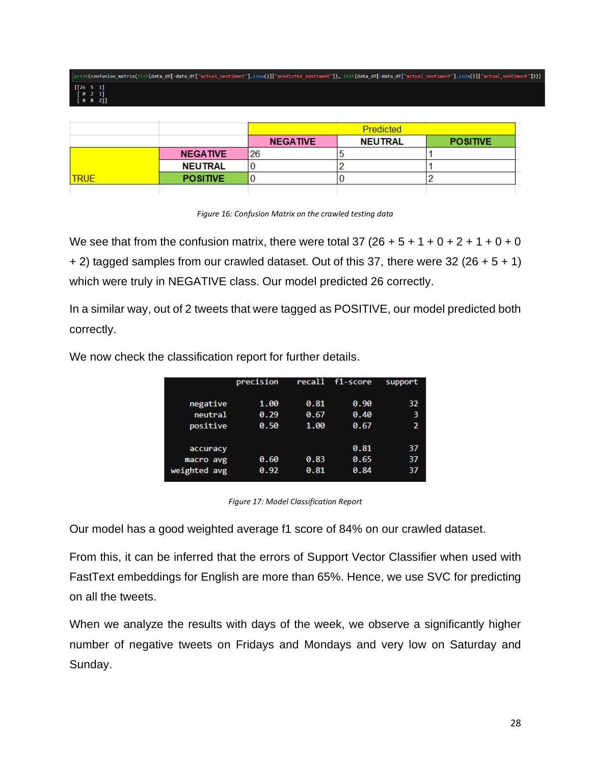```
print(confusion_matrix(list(data_df[~data_df["actual_sentiment"].isna()]["predicted_sentiment"]), list(data_df[~data_df["actual_sentiment"].isna()]["actual_sentiment"])))
[[26  5  1]
 [ 0  2  1]
 [ 0  0  2]]
```

| | | Predicted | | |
|---|---|---|---|---|
| | | NEGATIVE | NEUTRAL | POSITIVE |
| TRUE | NEGATIVE | 26 | 5 | 1 |
| | NEUTRAL | 0 | 2 | 1 |
| | POSITIVE | 0 | 0 | 2 |

*Figure 16: Confusion Matrix on the crawled testing data*

We see that from the confusion matrix, there were total 37 (26 + 5 + 1 + 0 + 2 + 1 + 0 + 0 + 2) tagged samples from our crawled dataset. Out of this 37, there were 32 (26 + 5 + 1) which were truly in NEGATIVE class. Our model predicted 26 correctly.

In a similar way, out of 2 tweets that were tagged as POSITIVE, our model predicted both correctly.

We now check the classification report for further details.

```
              precision    recall  f1-score   support

    negative       1.00      0.81      0.90        32
     neutral       0.29      0.67      0.40         3
    positive       0.50      1.00      0.67         2

    accuracy                           0.81        37
   macro avg       0.60      0.83      0.65        37
weighted avg       0.92      0.81      0.84        37
```

*Figure 17: Model Classification Report*

Our model has a good weighted average f1 score of 84% on our crawled dataset.

From this, it can be inferred that the errors of Support Vector Classifier when used with FastText embeddings for English are more than 65%. Hence, we use SVC for predicting on all the tweets.

When we analyze the results with days of the week, we observe a significantly higher number of negative tweets on Fridays and Mondays and very low on Saturday and Sunday.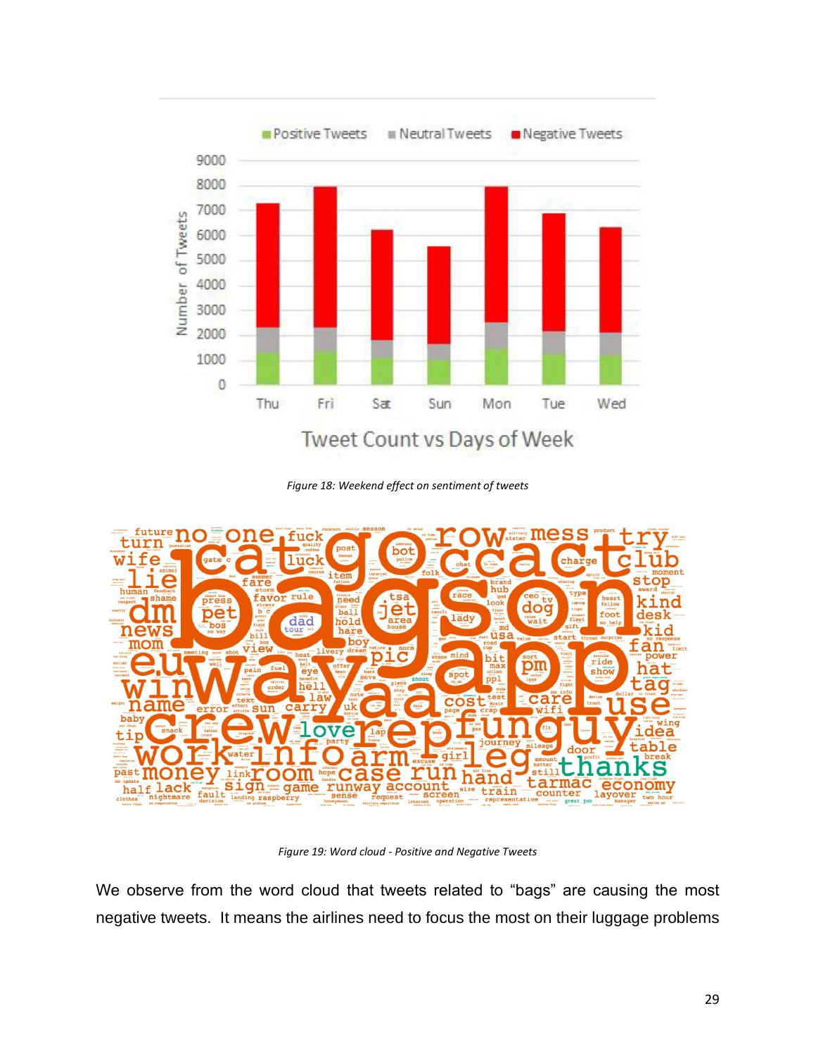Figure 18: Weekend effect on sentiment of tweets

Figure 19: Word cloud - Positive and Negative Tweets

We observe from the word cloud that tweets related to “bags” are causing the most negative tweets. It means the airlines need to focus the most on their luggage problems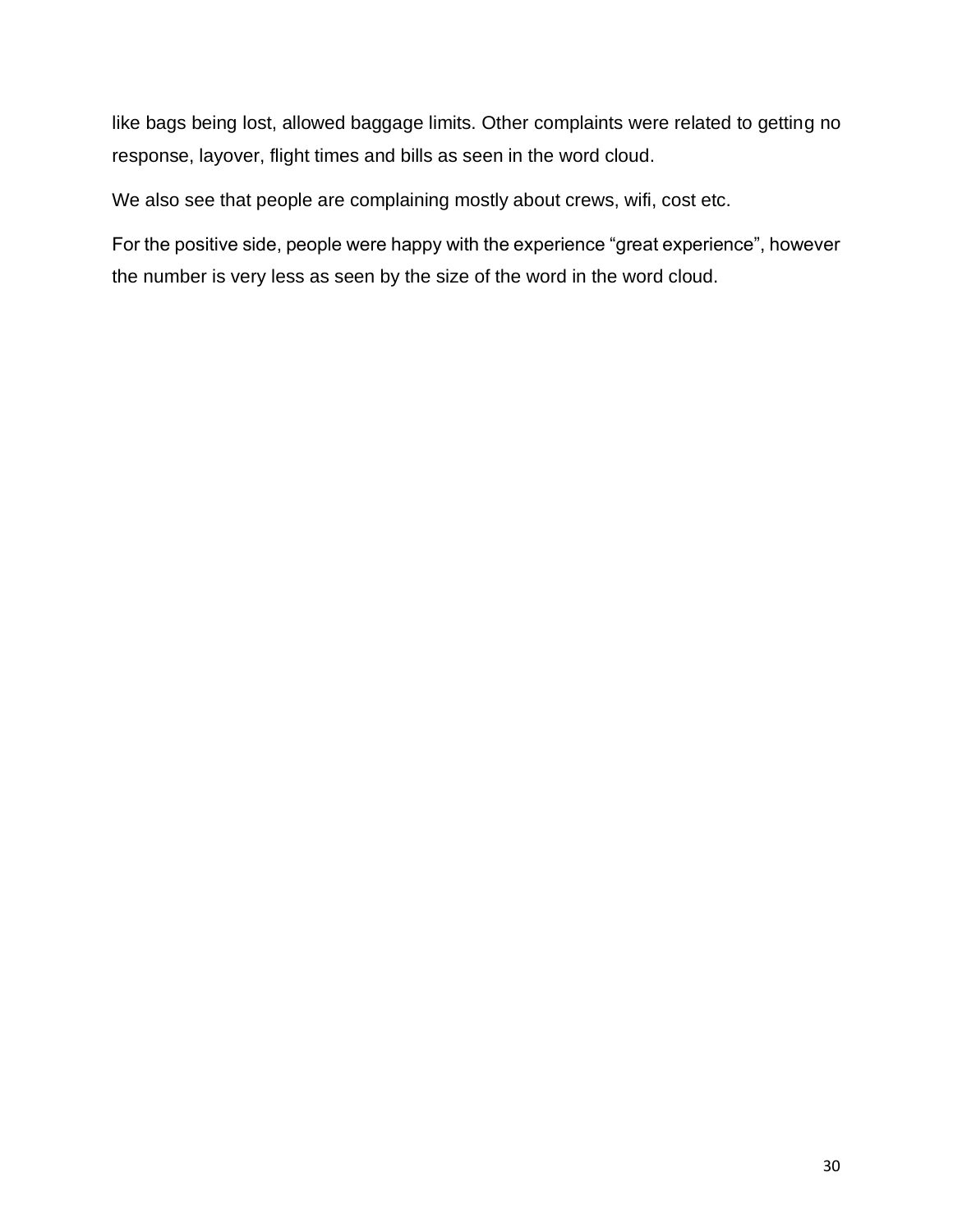like bags being lost, allowed baggage limits. Other complaints were related to getting no response, layover, flight times and bills as seen in the word cloud.

We also see that people are complaining mostly about crews, wifi, cost etc.

For the positive side, people were happy with the experience “great experience”, however the number is very less as seen by the size of the word in the word cloud.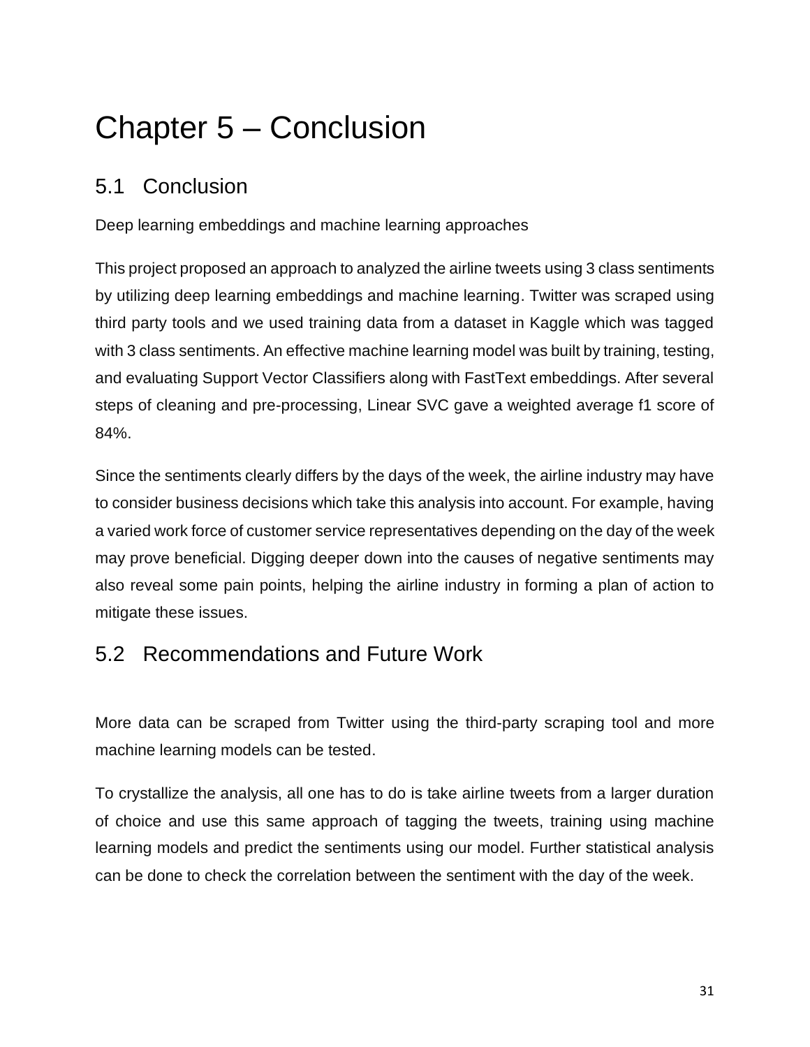# Chapter 5 – Conclusion

## 5.1 Conclusion

Deep learning embeddings and machine learning approaches

This project proposed an approach to analyzed the airline tweets using 3 class sentiments by utilizing deep learning embeddings and machine learning. Twitter was scraped using third party tools and we used training data from a dataset in Kaggle which was tagged with 3 class sentiments. An effective machine learning model was built by training, testing, and evaluating Support Vector Classifiers along with FastText embeddings. After several steps of cleaning and pre-processing, Linear SVC gave a weighted average f1 score of 84%.

Since the sentiments clearly differs by the days of the week, the airline industry may have to consider business decisions which take this analysis into account. For example, having a varied work force of customer service representatives depending on the day of the week may prove beneficial. Digging deeper down into the causes of negative sentiments may also reveal some pain points, helping the airline industry in forming a plan of action to mitigate these issues.

## 5.2 Recommendations and Future Work

More data can be scraped from Twitter using the third-party scraping tool and more machine learning models can be tested.

To crystallize the analysis, all one has to do is take airline tweets from a larger duration of choice and use this same approach of tagging the tweets, training using machine learning models and predict the sentiments using our model. Further statistical analysis can be done to check the correlation between the sentiment with the day of the week.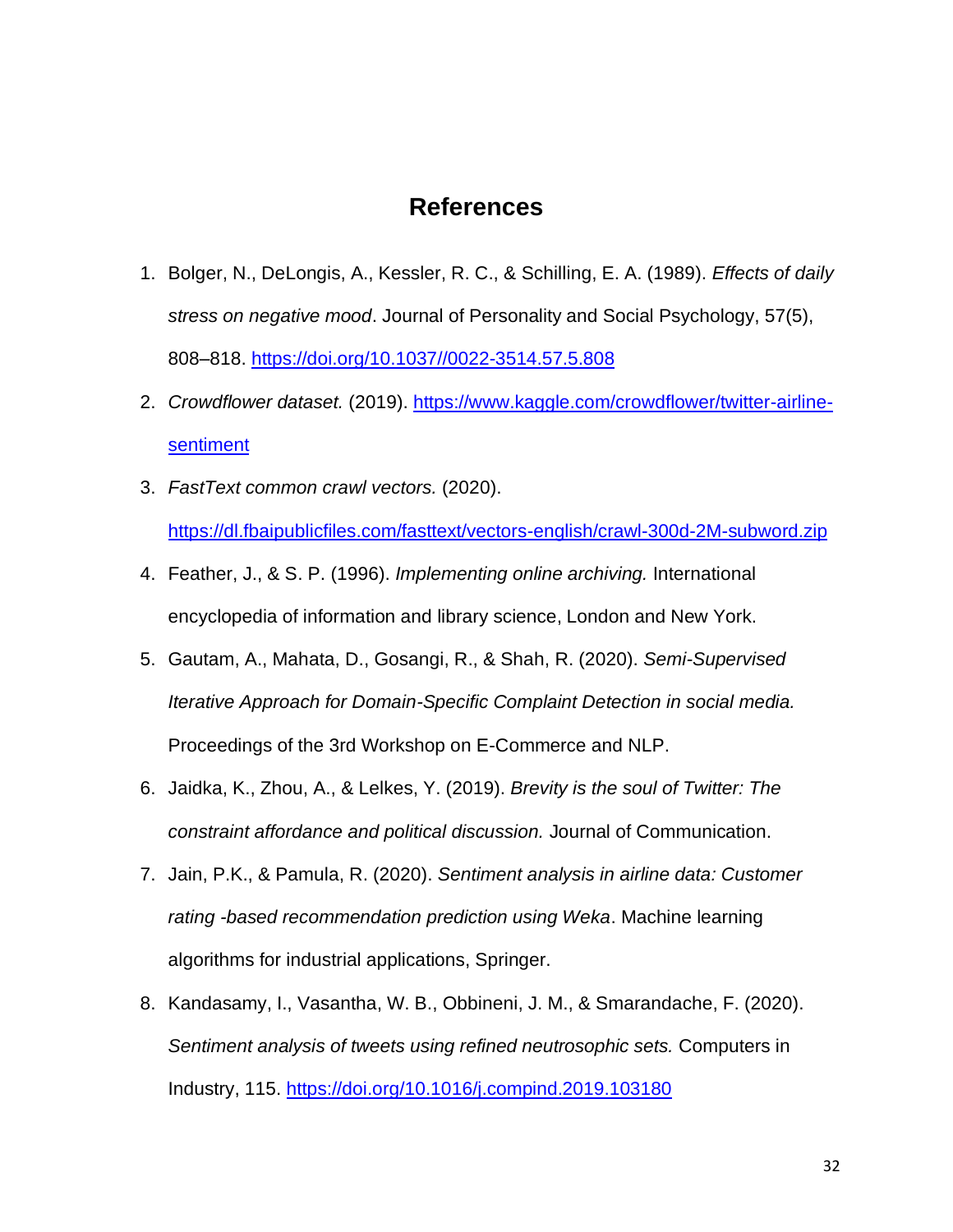# References

1. Bolger, N., DeLongis, A., Kessler, R. C., & Schilling, E. A. (1989). *Effects of daily stress on negative mood*. Journal of Personality and Social Psychology, 57(5), 808–818. https://doi.org/10.1037//0022-3514.57.5.808
2. *Crowdflower dataset.* (2019). https://www.kaggle.com/crowdflower/twitter-airline-sentiment
3. *FastText common crawl vectors.* (2020). https://dl.fbaipublicfiles.com/fasttext/vectors-english/crawl-300d-2M-subword.zip
4. Feather, J., & S. P. (1996). *Implementing online archiving.* International encyclopedia of information and library science, London and New York.
5. Gautam, A., Mahata, D., Gosangi, R., & Shah, R. (2020). *Semi-Supervised Iterative Approach for Domain-Specific Complaint Detection in social media.* Proceedings of the 3rd Workshop on E-Commerce and NLP.
6. Jaidka, K., Zhou, A., & Lelkes, Y. (2019). *Brevity is the soul of Twitter: The constraint affordance and political discussion.* Journal of Communication.
7. Jain, P.K., & Pamula, R. (2020). *Sentiment analysis in airline data: Customer rating -based recommendation prediction using Weka*. Machine learning algorithms for industrial applications, Springer.
8. Kandasamy, I., Vasantha, W. B., Obbineni, J. M., & Smarandache, F. (2020). *Sentiment analysis of tweets using refined neutrosophic sets.* Computers in Industry, 115. https://doi.org/10.1016/j.compind.2019.103180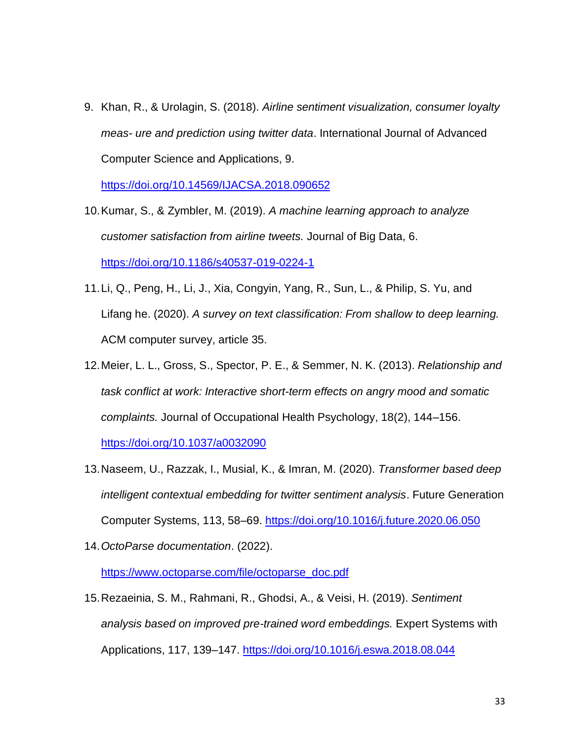9. Khan, R., & Urolagin, S. (2018). *Airline sentiment visualization, consumer loyalty meas- ure and prediction using twitter data*. International Journal of Advanced Computer Science and Applications, 9. https://doi.org/10.14569/IJACSA.2018.090652
10. Kumar, S., & Zymbler, M. (2019). *A machine learning approach to analyze customer satisfaction from airline tweets.* Journal of Big Data, 6. https://doi.org/10.1186/s40537-019-0224-1
11. Li, Q., Peng, H., Li, J., Xia, Congyin, Yang, R., Sun, L., & Philip, S. Yu, and Lifang he. (2020). *A survey on text classification: From shallow to deep learning.* ACM computer survey, article 35.
12. Meier, L. L., Gross, S., Spector, P. E., & Semmer, N. K. (2013). *Relationship and task conflict at work: Interactive short-term effects on angry mood and somatic complaints.* Journal of Occupational Health Psychology, 18(2), 144–156. https://doi.org/10.1037/a0032090
13. Naseem, U., Razzak, I., Musial, K., & Imran, M. (2020). *Transformer based deep intelligent contextual embedding for twitter sentiment analysis*. Future Generation Computer Systems, 113, 58–69. https://doi.org/10.1016/j.future.2020.06.050
14. *OctoParse documentation*. (2022). https://www.octoparse.com/file/octoparse_doc.pdf
15. Rezaeinia, S. M., Rahmani, R., Ghodsi, A., & Veisi, H. (2019). *Sentiment analysis based on improved pre-trained word embeddings.* Expert Systems with Applications, 117, 139–147. https://doi.org/10.1016/j.eswa.2018.08.044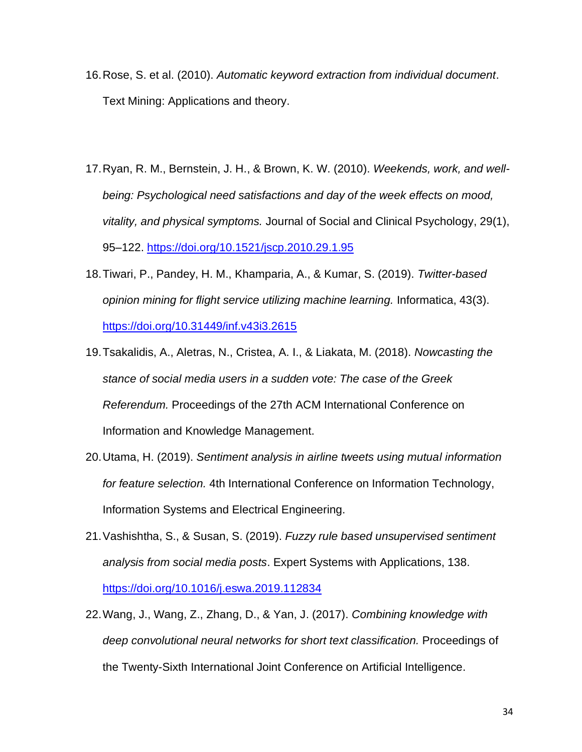16. Rose, S. et al. (2010). *Automatic keyword extraction from individual document*. Text Mining: Applications and theory.

17. Ryan, R. M., Bernstein, J. H., & Brown, K. W. (2010). *Weekends, work, and well-being: Psychological need satisfactions and day of the week effects on mood, vitality, and physical symptoms.* Journal of Social and Clinical Psychology, 29(1), 95–122. https://doi.org/10.1521/jscp.2010.29.1.95

18. Tiwari, P., Pandey, H. M., Khamparia, A., & Kumar, S. (2019). *Twitter-based opinion mining for flight service utilizing machine learning.* Informatica, 43(3). https://doi.org/10.31449/inf.v43i3.2615

19. Tsakalidis, A., Aletras, N., Cristea, A. I., & Liakata, M. (2018). *Nowcasting the stance of social media users in a sudden vote: The case of the Greek Referendum.* Proceedings of the 27th ACM International Conference on Information and Knowledge Management.

20. Utama, H. (2019). *Sentiment analysis in airline tweets using mutual information for feature selection.* 4th International Conference on Information Technology, Information Systems and Electrical Engineering.

21. Vashishtha, S., & Susan, S. (2019). *Fuzzy rule based unsupervised sentiment analysis from social media posts*. Expert Systems with Applications, 138. https://doi.org/10.1016/j.eswa.2019.112834

22. Wang, J., Wang, Z., Zhang, D., & Yan, J. (2017). *Combining knowledge with deep convolutional neural networks for short text classification.* Proceedings of the Twenty-Sixth International Joint Conference on Artificial Intelligence.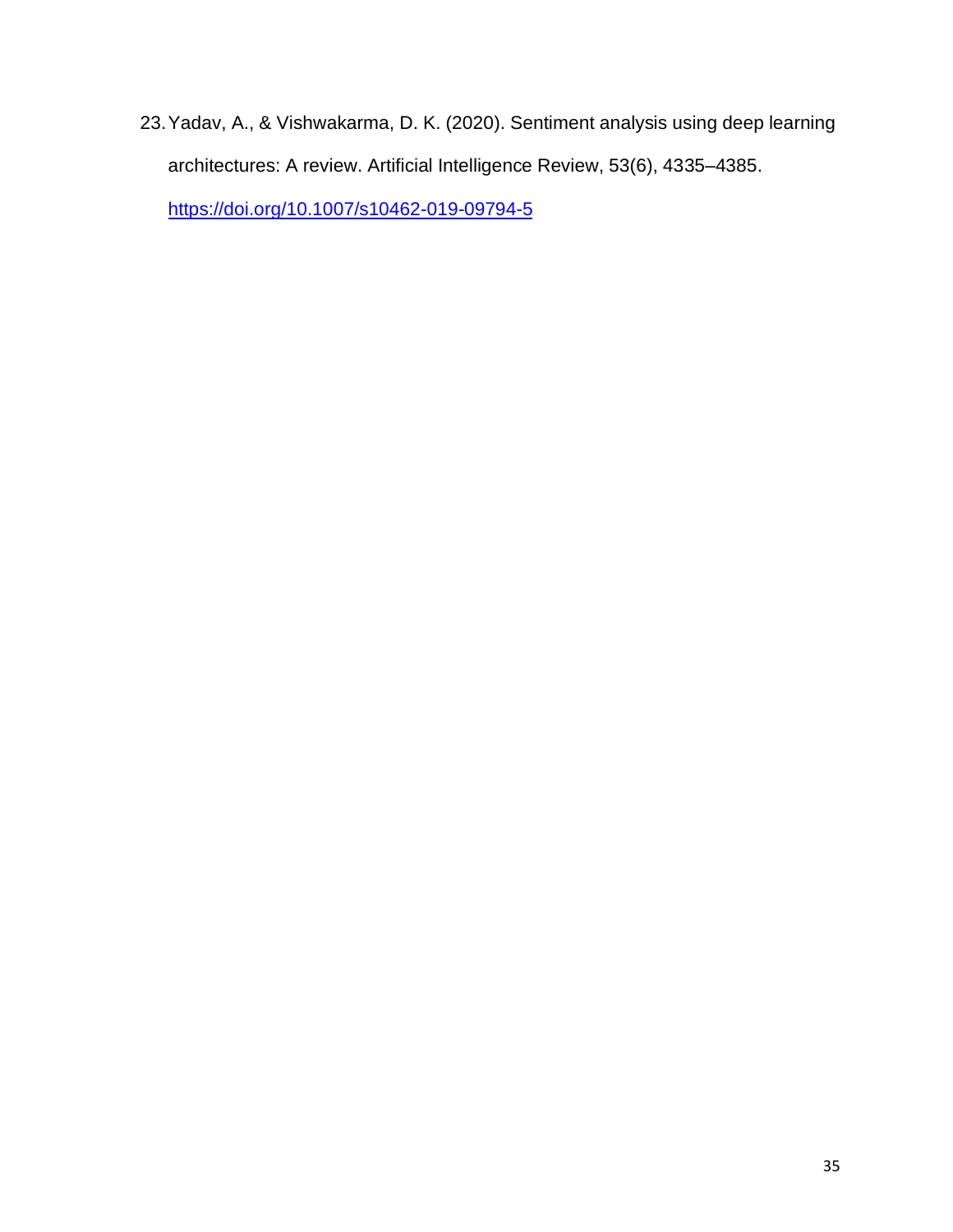23. Yadav, A., & Vishwakarma, D. K. (2020). Sentiment analysis using deep learning architectures: A review. Artificial Intelligence Review, 53(6), 4335–4385. https://doi.org/10.1007/s10462-019-09794-5